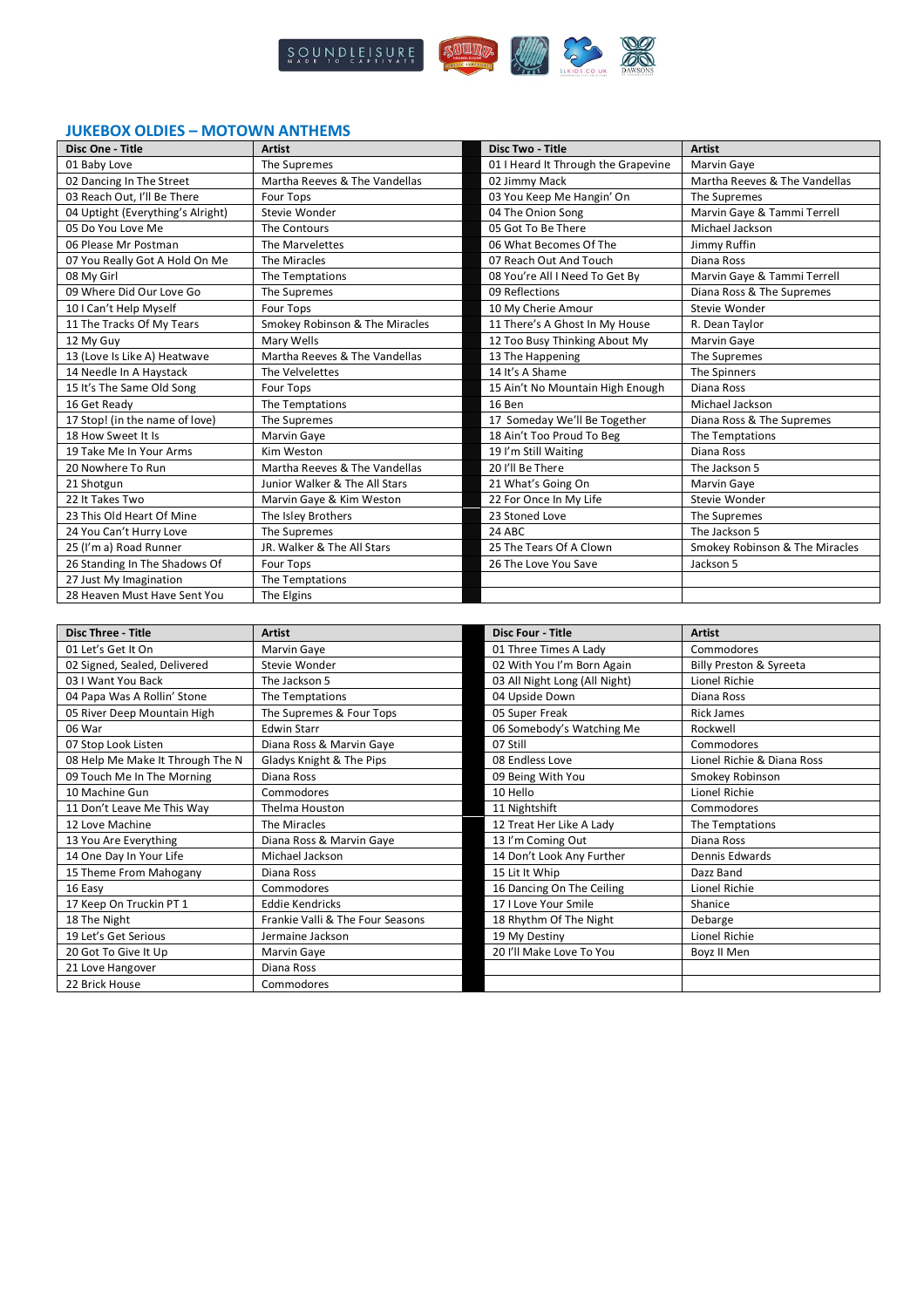## JUKEBOX OLDIES – MOTOWN ANTHEMS

| Disc One - Title | Artist | | Disc Two - Title | Artist |
|---|---|---|---|---|
| 01 Baby Love | The Supremes | | 01 I Heard It Through the Grapevine | Marvin Gaye |
| 02 Dancing In The Street | Martha Reeves & The Vandellas | | 02 Jimmy Mack | Martha Reeves & The Vandellas |
| 03 Reach Out, I'll Be There | Four Tops | | 03 You Keep Me Hangin' On | The Supremes |
| 04 Uptight (Everything's Alright) | Stevie Wonder | | 04 The Onion Song | Marvin Gaye & Tammi Terrell |
| 05 Do You Love Me | The Contours | | 05 Got To Be There | Michael Jackson |
| 06 Please Mr Postman | The Marvelettes | | 06 What Becomes Of The | Jimmy Ruffin |
| 07 You Really Got A Hold On Me | The Miracles | | 07 Reach Out And Touch | Diana Ross |
| 08 My Girl | The Temptations | | 08 You're All I Need To Get By | Marvin Gaye & Tammi Terrell |
| 09 Where Did Our Love Go | The Supremes | | 09 Reflections | Diana Ross & The Supremes |
| 10 I Can't Help Myself | Four Tops | | 10 My Cherie Amour | Stevie Wonder |
| 11 The Tracks Of My Tears | Smokey Robinson & The Miracles | | 11 There's A Ghost In My House | R. Dean Taylor |
| 12 My Guy | Mary Wells | | 12 Too Busy Thinking About My | Marvin Gaye |
| 13 (Love Is Like A) Heatwave | Martha Reeves & The Vandellas | | 13 The Happening | The Supremes |
| 14 Needle In A Haystack | The Velvelettes | | 14 It's A Shame | The Spinners |
| 15 It's The Same Old Song | Four Tops | | 15 Ain't No Mountain High Enough | Diana Ross |
| 16 Get Ready | The Temptations | | 16 Ben | Michael Jackson |
| 17 Stop! (in the name of love) | The Supremes | | 17 Someday We'll Be Together | Diana Ross & The Supremes |
| 18 How Sweet It Is | Marvin Gaye | | 18 Ain't Too Proud To Beg | The Temptations |
| 19 Take Me In Your Arms | Kim Weston | | 19 I'm Still Waiting | Diana Ross |
| 20 Nowhere To Run | Martha Reeves & The Vandellas | | 20 I'll Be There | The Jackson 5 |
| 21 Shotgun | Junior Walker & The All Stars | | 21 What's Going On | Marvin Gaye |
| 22 It Takes Two | Marvin Gaye & Kim Weston | | 22 For Once In My Life | Stevie Wonder |
| 23 This Old Heart Of Mine | The Isley Brothers | | 23 Stoned Love | The Supremes |
| 24 You Can't Hurry Love | The Supremes | | 24 ABC | The Jackson 5 |
| 25 (I'm a) Road Runner | JR. Walker & The All Stars | | 25 The Tears Of A Clown | Smokey Robinson & The Miracles |
| 26 Standing In The Shadows Of | Four Tops | | 26 The Love You Save | Jackson 5 |
| 27 Just My Imagination | The Temptations | | | |
| 28 Heaven Must Have Sent You | The Elgins | | | |

| Disc Three - Title | Artist | | Disc Four - Title | Artist |
|---|---|---|---|---|
| 01 Let's Get It On | Marvin Gaye | | 01 Three Times A Lady | Commodores |
| 02 Signed, Sealed, Delivered | Stevie Wonder | | 02 With You I'm Born Again | Billy Preston & Syreeta |
| 03 I Want You Back | The Jackson 5 | | 03 All Night Long (All Night) | Lionel Richie |
| 04 Papa Was A Rollin' Stone | The Temptations | | 04 Upside Down | Diana Ross |
| 05 River Deep Mountain High | The Supremes & Four Tops | | 05 Super Freak | Rick James |
| 06 War | Edwin Starr | | 06 Somebody's Watching Me | Rockwell |
| 07 Stop Look Listen | Diana Ross & Marvin Gaye | | 07 Still | Commodores |
| 08 Help Me Make It Through The N | Gladys Knight & The Pips | | 08 Endless Love | Lionel Richie & Diana Ross |
| 09 Touch Me In The Morning | Diana Ross | | 09 Being With You | Smokey Robinson |
| 10 Machine Gun | Commodores | | 10 Hello | Lionel Richie |
| 11 Don't Leave Me This Way | Thelma Houston | | 11 Nightshift | Commodores |
| 12 Love Machine | The Miracles | | 12 Treat Her Like A Lady | The Temptations |
| 13 You Are Everything | Diana Ross & Marvin Gaye | | 13 I'm Coming Out | Diana Ross |
| 14 One Day In Your Life | Michael Jackson | | 14 Don't Look Any Further | Dennis Edwards |
| 15 Theme From Mahogany | Diana Ross | | 15 Lit It Whip | Dazz Band |
| 16 Easy | Commodores | | 16 Dancing On The Ceiling | Lionel Richie |
| 17 Keep On Truckin PT 1 | Eddie Kendricks | | 17 I Love Your Smile | Shanice |
| 18 The Night | Frankie Valli & The Four Seasons | | 18 Rhythm Of The Night | Debarge |
| 19 Let's Get Serious | Jermaine Jackson | | 19 My Destiny | Lionel Richie |
| 20 Got To Give It Up | Marvin Gaye | | 20 I'll Make Love To You | Boyz II Men |
| 21 Love Hangover | Diana Ross | | | |
| 22 Brick House | Commodores | | | |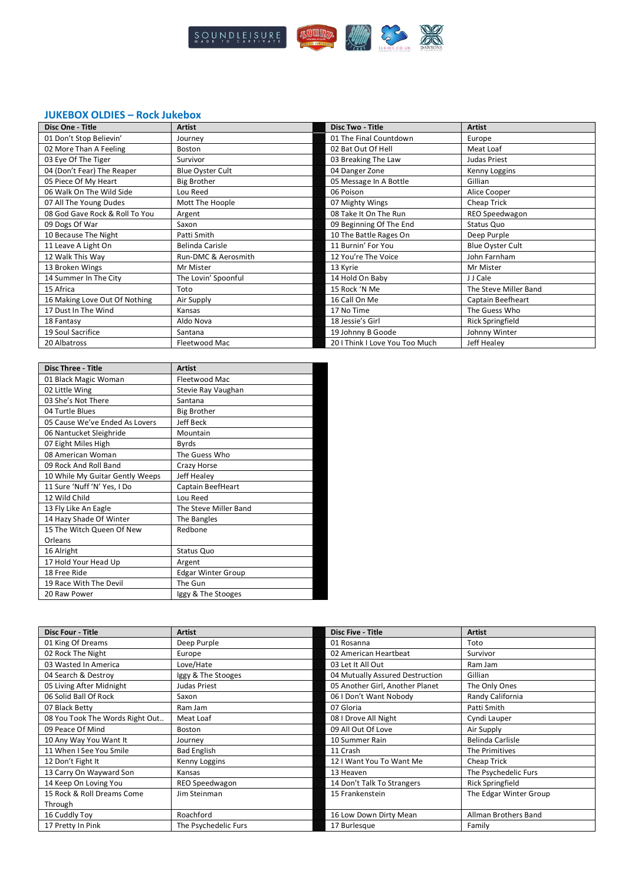## JUKEBOX OLDIES – Rock Jukebox

| Disc One - Title | Artist | Disc Two - Title | Artist |
|---|---|---|---|
| 01 Don't Stop Believin' | Journey | 01 The Final Countdown | Europe |
| 02 More Than A Feeling | Boston | 02 Bat Out Of Hell | Meat Loaf |
| 03 Eye Of The Tiger | Survivor | 03 Breaking The Law | Judas Priest |
| 04 (Don't Fear) The Reaper | Blue Oyster Cult | 04 Danger Zone | Kenny Loggins |
| 05 Piece Of My Heart | Big Brother | 05 Message In A Bottle | Gillian |
| 06 Walk On The Wild Side | Lou Reed | 06 Poison | Alice Cooper |
| 07 All The Young Dudes | Mott The Hoople | 07 Mighty Wings | Cheap Trick |
| 08 God Gave Rock & Roll To You | Argent | 08 Take It On The Run | REO Speedwagon |
| 09 Dogs Of War | Saxon | 09 Beginning Of The End | Status Quo |
| 10 Because The Night | Patti Smith | 10 The Battle Rages On | Deep Purple |
| 11 Leave A Light On | Belinda Carisle | 11 Burnin' For You | Blue Oyster Cult |
| 12 Walk This Way | Run-DMC & Aerosmith | 12 You're The Voice | John Farnham |
| 13 Broken Wings | Mr Mister | 13 Kyrie | Mr Mister |
| 14 Summer In The City | The Lovin' Spoonful | 14 Hold On Baby | J J Cale |
| 15 Africa | Toto | 15 Rock 'N Me | The Steve Miller Band |
| 16 Making Love Out Of Nothing | Air Supply | 16 Call On Me | Captain Beefheart |
| 17 Dust In The Wind | Kansas | 17 No Time | The Guess Who |
| 18 Fantasy | Aldo Nova | 18 Jessie's Girl | Rick Springfield |
| 19 Soul Sacrifice | Santana | 19 Johnny B Goode | Johnny Winter |
| 20 Albatross | Fleetwood Mac | 20 I Think I Love You Too Much | Jeff Healey |

| Disc Three - Title | Artist |
|---|---|
| 01 Black Magic Woman | Fleetwood Mac |
| 02 Little Wing | Stevie Ray Vaughan |
| 03 She's Not There | Santana |
| 04 Turtle Blues | Big Brother |
| 05 Cause We've Ended As Lovers | Jeff Beck |
| 06 Nantucket Sleighride | Mountain |
| 07 Eight Miles High | Byrds |
| 08 American Woman | The Guess Who |
| 09 Rock And Roll Band | Crazy Horse |
| 10 While My Guitar Gently Weeps | Jeff Healey |
| 11 Sure 'Nuff 'N' Yes, I Do | Captain BeefHeart |
| 12 Wild Child | Lou Reed |
| 13 Fly Like An Eagle | The Steve Miller Band |
| 14 Hazy Shade Of Winter | The Bangles |
| 15 The Witch Queen Of New Orleans | Redbone |
| 16 Alright | Status Quo |
| 17 Hold Your Head Up | Argent |
| 18 Free Ride | Edgar Winter Group |
| 19 Race With The Devil | The Gun |
| 20 Raw Power | Iggy & The Stooges |

| Disc Four - Title | Artist | Disc Five - Title | Artist |
|---|---|---|---|
| 01 King Of Dreams | Deep Purple | 01 Rosanna | Toto |
| 02 Rock The Night | Europe | 02 American Heartbeat | Survivor |
| 03 Wasted In America | Love/Hate | 03 Let It All Out | Ram Jam |
| 04 Search & Destroy | Iggy & The Stooges | 04 Mutually Assured Destruction | Gillian |
| 05 Living After Midnight | Judas Priest | 05 Another Girl, Another Planet | The Only Ones |
| 06 Solid Ball Of Rock | Saxon | 06 I Don't Want Nobody | Randy California |
| 07 Black Betty | Ram Jam | 07 Gloria | Patti Smith |
| 08 You Took The Words Right Out.. | Meat Loaf | 08 I Drove All Night | Cyndi Lauper |
| 09 Peace Of Mind | Boston | 09 All Out Of Love | Air Supply |
| 10 Any Way You Want It | Journey | 10 Summer Rain | Belinda Carlisle |
| 11 When I See You Smile | Bad English | 11 Crash | The Primitives |
| 12 Don't Fight It | Kenny Loggins | 12 I Want You To Want Me | Cheap Trick |
| 13 Carry On Wayward Son | Kansas | 13 Heaven | The Psychedelic Furs |
| 14 Keep On Loving You | REO Speedwagon | 14 Don't Talk To Strangers | Rick Springfield |
| 15 Rock & Roll Dreams Come Through | Jim Steinman | 15 Frankenstein | The Edgar Winter Group |
| 16 Cuddly Toy | Roachford | 16 Low Down Dirty Mean | Allman Brothers Band |
| 17 Pretty In Pink | The Psychedelic Furs | 17 Burlesque | Family |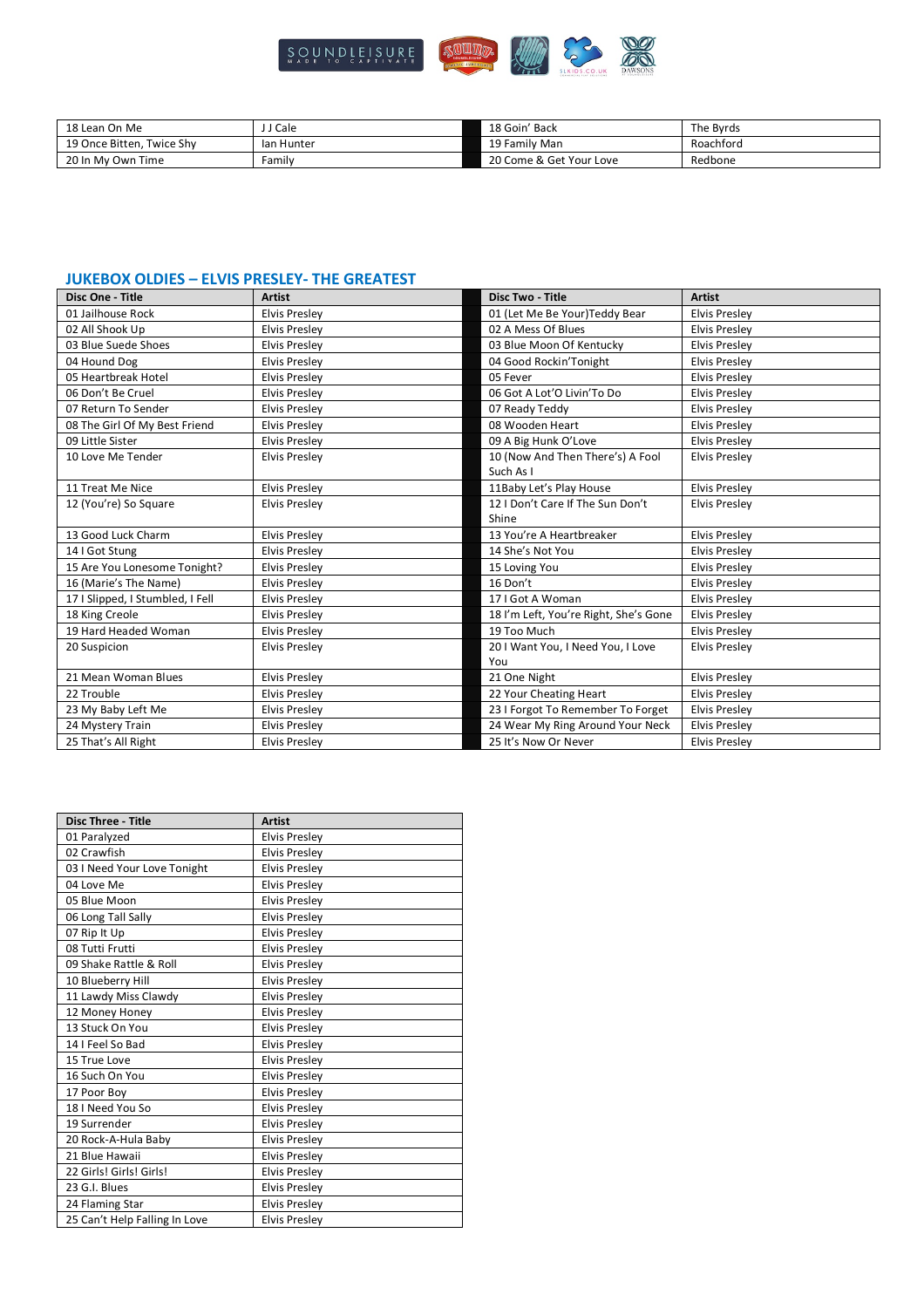| | | | |
|---|---|---|---|
| 18 Lean On Me | J J Cale | 18 Goin' Back | The Byrds |
| 19 Once Bitten, Twice Shy | Ian Hunter | 19 Family Man | Roachford |
| 20 In My Own Time | Family | 20 Come & Get Your Love | Redbone |

## JUKEBOX OLDIES – ELVIS PRESLEY- THE GREATEST

| Disc One - Title | Artist | Disc Two - Title | Artist |
|---|---|---|---|
| 01 Jailhouse Rock | Elvis Presley | 01 (Let Me Be Your)Teddy Bear | Elvis Presley |
| 02 All Shook Up | Elvis Presley | 02 A Mess Of Blues | Elvis Presley |
| 03 Blue Suede Shoes | Elvis Presley | 03 Blue Moon Of Kentucky | Elvis Presley |
| 04 Hound Dog | Elvis Presley | 04 Good Rockin'Tonight | Elvis Presley |
| 05 Heartbreak Hotel | Elvis Presley | 05 Fever | Elvis Presley |
| 06 Don't Be Cruel | Elvis Presley | 06 Got A Lot'O Livin'To Do | Elvis Presley |
| 07 Return To Sender | Elvis Presley | 07 Ready Teddy | Elvis Presley |
| 08 The Girl Of My Best Friend | Elvis Presley | 08 Wooden Heart | Elvis Presley |
| 09 Little Sister | Elvis Presley | 09 A Big Hunk O'Love | Elvis Presley |
| 10 Love Me Tender | Elvis Presley | 10 (Now And Then There's) A Fool Such As I | Elvis Presley |
| 11 Treat Me Nice | Elvis Presley | 11Baby Let's Play House | Elvis Presley |
| 12 (You're) So Square | Elvis Presley | 12 I Don't Care If The Sun Don't Shine | Elvis Presley |
| 13 Good Luck Charm | Elvis Presley | 13 You're A Heartbreaker | Elvis Presley |
| 14 I Got Stung | Elvis Presley | 14 She's Not You | Elvis Presley |
| 15 Are You Lonesome Tonight? | Elvis Presley | 15 Loving You | Elvis Presley |
| 16 (Marie's The Name) | Elvis Presley | 16 Don't | Elvis Presley |
| 17 I Slipped, I Stumbled, I Fell | Elvis Presley | 17 I Got A Woman | Elvis Presley |
| 18 King Creole | Elvis Presley | 18 I'm Left, You're Right, She's Gone | Elvis Presley |
| 19 Hard Headed Woman | Elvis Presley | 19 Too Much | Elvis Presley |
| 20 Suspicion | Elvis Presley | 20 I Want You, I Need You, I Love You | Elvis Presley |
| 21 Mean Woman Blues | Elvis Presley | 21 One Night | Elvis Presley |
| 22 Trouble | Elvis Presley | 22 Your Cheating Heart | Elvis Presley |
| 23 My Baby Left Me | Elvis Presley | 23 I Forgot To Remember To Forget | Elvis Presley |
| 24 Mystery Train | Elvis Presley | 24 Wear My Ring Around Your Neck | Elvis Presley |
| 25 That's All Right | Elvis Presley | 25 It's Now Or Never | Elvis Presley |

| Disc Three - Title | Artist |
|---|---|
| 01 Paralyzed | Elvis Presley |
| 02 Crawfish | Elvis Presley |
| 03 I Need Your Love Tonight | Elvis Presley |
| 04 Love Me | Elvis Presley |
| 05 Blue Moon | Elvis Presley |
| 06 Long Tall Sally | Elvis Presley |
| 07 Rip It Up | Elvis Presley |
| 08 Tutti Frutti | Elvis Presley |
| 09 Shake Rattle & Roll | Elvis Presley |
| 10 Blueberry Hill | Elvis Presley |
| 11 Lawdy Miss Clawdy | Elvis Presley |
| 12 Money Honey | Elvis Presley |
| 13 Stuck On You | Elvis Presley |
| 14 I Feel So Bad | Elvis Presley |
| 15 True Love | Elvis Presley |
| 16 Such On You | Elvis Presley |
| 17 Poor Boy | Elvis Presley |
| 18 I Need You So | Elvis Presley |
| 19 Surrender | Elvis Presley |
| 20 Rock-A-Hula Baby | Elvis Presley |
| 21 Blue Hawaii | Elvis Presley |
| 22 Girls! Girls! Girls! | Elvis Presley |
| 23 G.I. Blues | Elvis Presley |
| 24 Flaming Star | Elvis Presley |
| 25 Can't Help Falling In Love | Elvis Presley |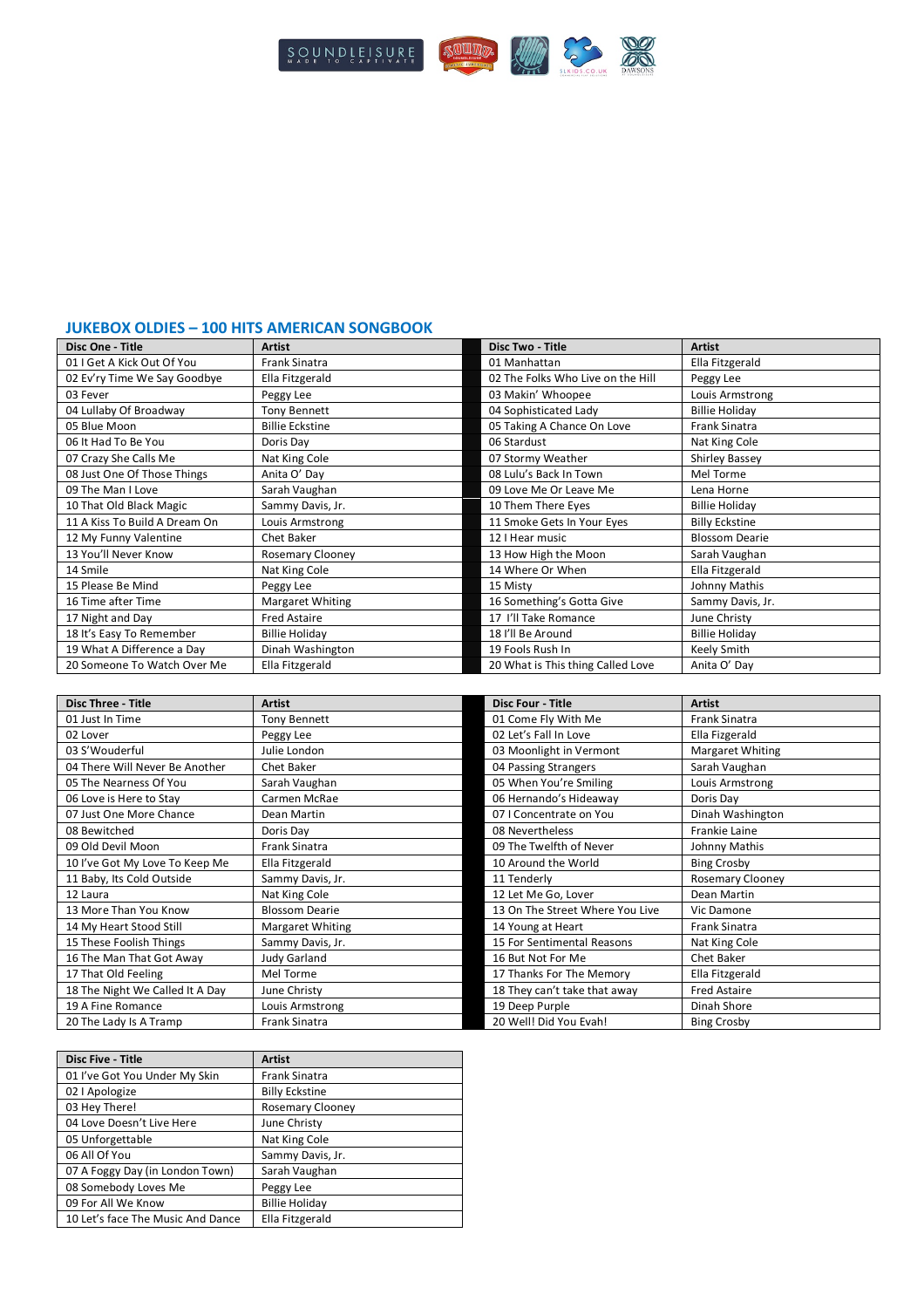## JUKEBOX OLDIES – 100 HITS AMERICAN SONGBOOK

| Disc One - Title | Artist |
|---|---|
| 01 I Get A Kick Out Of You | Frank Sinatra |
| 02 Ev'ry Time We Say Goodbye | Ella Fitzgerald |
| 03 Fever | Peggy Lee |
| 04 Lullaby Of Broadway | Tony Bennett |
| 05 Blue Moon | Billie Eckstine |
| 06 It Had To Be You | Doris Day |
| 07 Crazy She Calls Me | Nat King Cole |
| 08 Just One Of Those Things | Anita O' Day |
| 09 The Man I Love | Sarah Vaughan |
| 10 That Old Black Magic | Sammy Davis, Jr. |
| 11 A Kiss To Build A Dream On | Louis Armstrong |
| 12 My Funny Valentine | Chet Baker |
| 13 You'll Never Know | Rosemary Clooney |
| 14 Smile | Nat King Cole |
| 15 Please Be Mind | Peggy Lee |
| 16 Time after Time | Margaret Whiting |
| 17 Night and Day | Fred Astaire |
| 18 It's Easy To Remember | Billie Holiday |
| 19 What A Difference a Day | Dinah Washington |
| 20 Someone To Watch Over Me | Ella Fitzgerald |

| Disc Two - Title | Artist |
|---|---|
| 01 Manhattan | Ella Fitzgerald |
| 02 The Folks Who Live on the Hill | Peggy Lee |
| 03 Makin' Whoopee | Louis Armstrong |
| 04 Sophisticated Lady | Billie Holiday |
| 05 Taking A Chance On Love | Frank Sinatra |
| 06 Stardust | Nat King Cole |
| 07 Stormy Weather | Shirley Bassey |
| 08 Lulu's Back In Town | Mel Torme |
| 09 Love Me Or Leave Me | Lena Horne |
| 10 Them There Eyes | Billie Holiday |
| 11 Smoke Gets In Your Eyes | Billy Eckstine |
| 12 I Hear music | Blossom Dearie |
| 13 How High the Moon | Sarah Vaughan |
| 14 Where Or When | Ella Fitzgerald |
| 15 Misty | Johnny Mathis |
| 16 Something's Gotta Give | Sammy Davis, Jr. |
| 17 I'll Take Romance | June Christy |
| 18 I'll Be Around | Billie Holiday |
| 19 Fools Rush In | Keely Smith |
| 20 What is This thing Called Love | Anita O' Day |

| Disc Three - Title | Artist |
|---|---|
| 01 Just In Time | Tony Bennett |
| 02 Lover | Peggy Lee |
| 03 S'Wouderful | Julie London |
| 04 There Will Never Be Another | Chet Baker |
| 05 The Nearness Of You | Sarah Vaughan |
| 06 Love is Here to Stay | Carmen McRae |
| 07 Just One More Chance | Dean Martin |
| 08 Bewitched | Doris Day |
| 09 Old Devil Moon | Frank Sinatra |
| 10 I've Got My Love To Keep Me | Ella Fitzgerald |
| 11 Baby, Its Cold Outside | Sammy Davis, Jr. |
| 12 Laura | Nat King Cole |
| 13 More Than You Know | Blossom Dearie |
| 14 My Heart Stood Still | Margaret Whiting |
| 15 These Foolish Things | Sammy Davis, Jr. |
| 16 The Man That Got Away | Judy Garland |
| 17 That Old Feeling | Mel Torme |
| 18 The Night We Called It A Day | June Christy |
| 19 A Fine Romance | Louis Armstrong |
| 20 The Lady Is A Tramp | Frank Sinatra |

| Disc Four - Title | Artist |
|---|---|
| 01 Come Fly With Me | Frank Sinatra |
| 02 Let's Fall In Love | Ella Fitzgerald |
| 03 Moonlight in Vermont | Margaret Whiting |
| 04 Passing Strangers | Sarah Vaughan |
| 05 When You're Smiling | Louis Armstrong |
| 06 Hernando's Hideaway | Doris Day |
| 07 I Concentrate on You | Dinah Washington |
| 08 Nevertheless | Frankie Laine |
| 09 The Twelfth of Never | Johnny Mathis |
| 10 Around the World | Bing Crosby |
| 11 Tenderly | Rosemary Clooney |
| 12 Let Me Go, Lover | Dean Martin |
| 13 On The Street Where You Live | Vic Damone |
| 14 Young at Heart | Frank Sinatra |
| 15 For Sentimental Reasons | Nat King Cole |
| 16 But Not For Me | Chet Baker |
| 17 Thanks For The Memory | Ella Fitzgerald |
| 18 They can't take that away | Fred Astaire |
| 19 Deep Purple | Dinah Shore |
| 20 Well! Did You Evah! | Bing Crosby |

| Disc Five - Title | Artist |
|---|---|
| 01 I've Got You Under My Skin | Frank Sinatra |
| 02 I Apologize | Billy Eckstine |
| 03 Hey There! | Rosemary Clooney |
| 04 Love Doesn't Live Here | June Christy |
| 05 Unforgettable | Nat King Cole |
| 06 All Of You | Sammy Davis, Jr. |
| 07 A Foggy Day (in London Town) | Sarah Vaughan |
| 08 Somebody Loves Me | Peggy Lee |
| 09 For All We Know | Billie Holiday |
| 10 Let's face The Music And Dance | Ella Fitzgerald |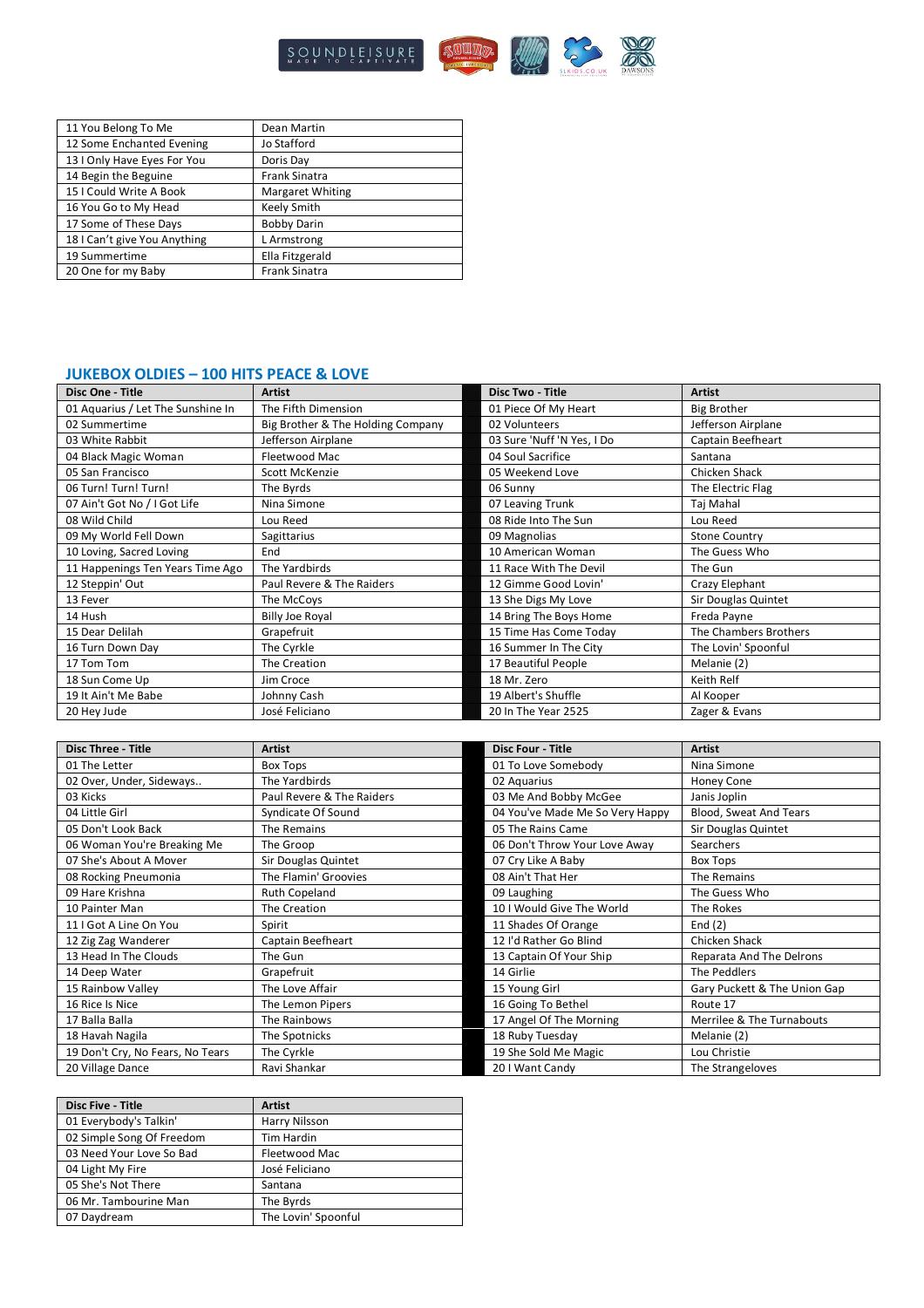| | |
|---|---|
| 11 You Belong To Me | Dean Martin |
| 12 Some Enchanted Evening | Jo Stafford |
| 13 I Only Have Eyes For You | Doris Day |
| 14 Begin the Beguine | Frank Sinatra |
| 15 I Could Write A Book | Margaret Whiting |
| 16 You Go to My Head | Keely Smith |
| 17 Some of These Days | Bobby Darin |
| 18 I Can't give You Anything | L Armstrong |
| 19 Summertime | Ella Fitzgerald |
| 20 One for my Baby | Frank Sinatra |

## JUKEBOX OLDIES – 100 HITS PEACE & LOVE

| Disc One - Title | Artist | Disc Two - Title | Artist |
|---|---|---|---|
| 01 Aquarius / Let The Sunshine In | The Fifth Dimension | 01 Piece Of My Heart | Big Brother |
| 02 Summertime | Big Brother & The Holding Company | 02 Volunteers | Jefferson Airplane |
| 03 White Rabbit | Jefferson Airplane | 03 Sure 'Nuff 'N Yes, I Do | Captain Beefheart |
| 04 Black Magic Woman | Fleetwood Mac | 04 Soul Sacrifice | Santana |
| 05 San Francisco | Scott McKenzie | 05 Weekend Love | Chicken Shack |
| 06 Turn! Turn! Turn! | The Byrds | 06 Sunny | The Electric Flag |
| 07 Ain't Got No / I Got Life | Nina Simone | 07 Leaving Trunk | Taj Mahal |
| 08 Wild Child | Lou Reed | 08 Ride Into The Sun | Lou Reed |
| 09 My World Fell Down | Sagittarius | 09 Magnolias | Stone Country |
| 10 Loving, Sacred Loving | End | 10 American Woman | The Guess Who |
| 11 Happenings Ten Years Time Ago | The Yardbirds | 11 Race With The Devil | The Gun |
| 12 Steppin' Out | Paul Revere & The Raiders | 12 Gimme Good Lovin' | Crazy Elephant |
| 13 Fever | The McCoys | 13 She Digs My Love | Sir Douglas Quintet |
| 14 Hush | Billy Joe Royal | 14 Bring The Boys Home | Freda Payne |
| 15 Dear Delilah | Grapefruit | 15 Time Has Come Today | The Chambers Brothers |
| 16 Turn Down Day | The Cyrkle | 16 Summer In The City | The Lovin' Spoonful |
| 17 Tom Tom | The Creation | 17 Beautiful People | Melanie (2) |
| 18 Sun Come Up | Jim Croce | 18 Mr. Zero | Keith Relf |
| 19 It Ain't Me Babe | Johnny Cash | 19 Albert's Shuffle | Al Kooper |
| 20 Hey Jude | José Feliciano | 20 In The Year 2525 | Zager & Evans |

| Disc Three - Title | Artist | Disc Four - Title | Artist |
|---|---|---|---|
| 01 The Letter | Box Tops | 01 To Love Somebody | Nina Simone |
| 02 Over, Under, Sideways.. | The Yardbirds | 02 Aquarius | Honey Cone |
| 03 Kicks | Paul Revere & The Raiders | 03 Me And Bobby McGee | Janis Joplin |
| 04 Little Girl | Syndicate Of Sound | 04 You've Made Me So Very Happy | Blood, Sweat And Tears |
| 05 Don't Look Back | The Remains | 05 The Rains Came | Sir Douglas Quintet |
| 06 Woman You're Breaking Me | The Groop | 06 Don't Throw Your Love Away | Searchers |
| 07 She's About A Mover | Sir Douglas Quintet | 07 Cry Like A Baby | Box Tops |
| 08 Rocking Pneumonia | The Flamin' Groovies | 08 Ain't That Her | The Remains |
| 09 Hare Krishna | Ruth Copeland | 09 Laughing | The Guess Who |
| 10 Painter Man | The Creation | 10 I Would Give The World | The Rokes |
| 11 I Got A Line On You | Spirit | 11 Shades Of Orange | End (2) |
| 12 Zig Zag Wanderer | Captain Beefheart | 12 I'd Rather Go Blind | Chicken Shack |
| 13 Head In The Clouds | The Gun | 13 Captain Of Your Ship | Reparata And The Delrons |
| 14 Deep Water | Grapefruit | 14 Girlie | The Peddlers |
| 15 Rainbow Valley | The Love Affair | 15 Young Girl | Gary Puckett & The Union Gap |
| 16 Rice Is Nice | The Lemon Pipers | 16 Going To Bethel | Route 17 |
| 17 Balla Balla | The Rainbows | 17 Angel Of The Morning | Merrilee & The Turnabouts |
| 18 Havah Nagila | The Spotnicks | 18 Ruby Tuesday | Melanie (2) |
| 19 Don't Cry, No Fears, No Tears | The Cyrkle | 19 She Sold Me Magic | Lou Christie |
| 20 Village Dance | Ravi Shankar | 20 I Want Candy | The Strangeloves |

| Disc Five - Title | Artist |
|---|---|
| 01 Everybody's Talkin' | Harry Nilsson |
| 02 Simple Song Of Freedom | Tim Hardin |
| 03 Need Your Love So Bad | Fleetwood Mac |
| 04 Light My Fire | José Feliciano |
| 05 She's Not There | Santana |
| 06 Mr. Tambourine Man | The Byrds |
| 07 Daydream | The Lovin' Spoonful |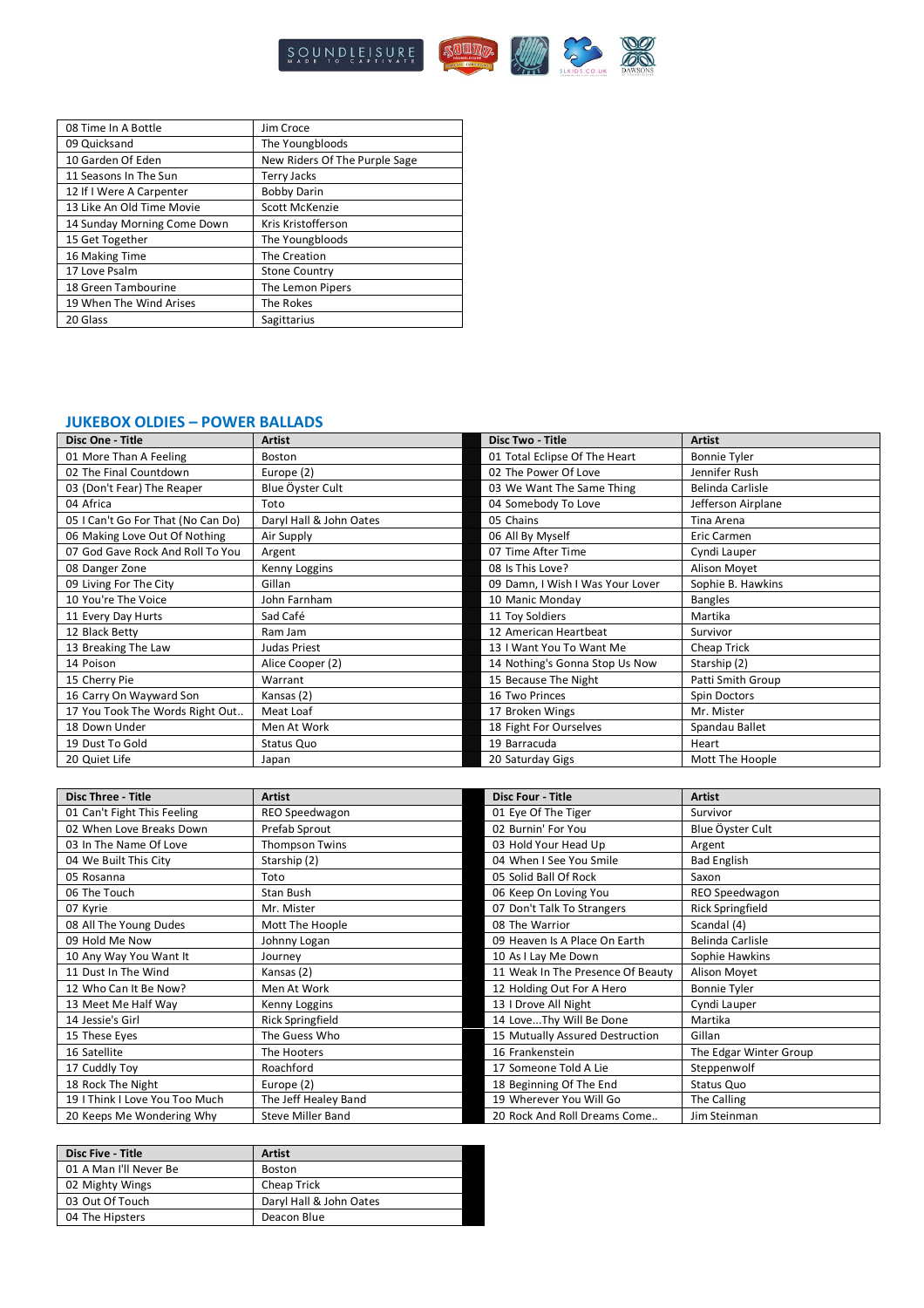| | |
|---|---|
| 08 Time In A Bottle | Jim Croce |
| 09 Quicksand | The Youngbloods |
| 10 Garden Of Eden | New Riders Of The Purple Sage |
| 11 Seasons In The Sun | Terry Jacks |
| 12 If I Were A Carpenter | Bobby Darin |
| 13 Like An Old Time Movie | Scott McKenzie |
| 14 Sunday Morning Come Down | Kris Kristofferson |
| 15 Get Together | The Youngbloods |
| 16 Making Time | The Creation |
| 17 Love Psalm | Stone Country |
| 18 Green Tambourine | The Lemon Pipers |
| 19 When The Wind Arises | The Rokes |
| 20 Glass | Sagittarius |

## JUKEBOX OLDIES – POWER BALLADS

| Disc One - Title | Artist | Disc Two - Title | Artist |
|---|---|---|---|
| 01 More Than A Feeling | Boston | 01 Total Eclipse Of The Heart | Bonnie Tyler |
| 02 The Final Countdown | Europe (2) | 02 The Power Of Love | Jennifer Rush |
| 03 (Don't Fear) The Reaper | Blue Öyster Cult | 03 We Want The Same Thing | Belinda Carlisle |
| 04 Africa | Toto | 04 Somebody To Love | Jefferson Airplane |
| 05 I Can't Go For That (No Can Do) | Daryl Hall & John Oates | 05 Chains | Tina Arena |
| 06 Making Love Out Of Nothing | Air Supply | 06 All By Myself | Eric Carmen |
| 07 God Gave Rock And Roll To You | Argent | 07 Time After Time | Cyndi Lauper |
| 08 Danger Zone | Kenny Loggins | 08 Is This Love? | Alison Moyet |
| 09 Living For The City | Gillan | 09 Damn, I Wish I Was Your Lover | Sophie B. Hawkins |
| 10 You're The Voice | John Farnham | 10 Manic Monday | Bangles |
| 11 Every Day Hurts | Sad Café | 11 Toy Soldiers | Martika |
| 12 Black Betty | Ram Jam | 12 American Heartbeat | Survivor |
| 13 Breaking The Law | Judas Priest | 13 I Want You To Want Me | Cheap Trick |
| 14 Poison | Alice Cooper (2) | 14 Nothing's Gonna Stop Us Now | Starship (2) |
| 15 Cherry Pie | Warrant | 15 Because The Night | Patti Smith Group |
| 16 Carry On Wayward Son | Kansas (2) | 16 Two Princes | Spin Doctors |
| 17 You Took The Words Right Out.. | Meat Loaf | 17 Broken Wings | Mr. Mister |
| 18 Down Under | Men At Work | 18 Fight For Ourselves | Spandau Ballet |
| 19 Dust To Gold | Status Quo | 19 Barracuda | Heart |
| 20 Quiet Life | Japan | 20 Saturday Gigs | Mott The Hoople |

| Disc Three - Title | Artist | Disc Four - Title | Artist |
|---|---|---|---|
| 01 Can't Fight This Feeling | REO Speedwagon | 01 Eye Of The Tiger | Survivor |
| 02 When Love Breaks Down | Prefab Sprout | 02 Burnin' For You | Blue Öyster Cult |
| 03 In The Name Of Love | Thompson Twins | 03 Hold Your Head Up | Argent |
| 04 We Built This City | Starship (2) | 04 When I See You Smile | Bad English |
| 05 Rosanna | Toto | 05 Solid Ball Of Rock | Saxon |
| 06 The Touch | Stan Bush | 06 Keep On Loving You | REO Speedwagon |
| 07 Kyrie | Mr. Mister | 07 Don't Talk To Strangers | Rick Springfield |
| 08 All The Young Dudes | Mott The Hoople | 08 The Warrior | Scandal (4) |
| 09 Hold Me Now | Johnny Logan | 09 Heaven Is A Place On Earth | Belinda Carlisle |
| 10 Any Way You Want It | Journey | 10 As I Lay Me Down | Sophie Hawkins |
| 11 Dust In The Wind | Kansas (2) | 11 Weak In The Presence Of Beauty | Alison Moyet |
| 12 Who Can It Be Now? | Men At Work | 12 Holding Out For A Hero | Bonnie Tyler |
| 13 Meet Me Half Way | Kenny Loggins | 13 I Drove All Night | Cyndi Lauper |
| 14 Jessie's Girl | Rick Springfield | 14 Love...Thy Will Be Done | Martika |
| 15 These Eyes | The Guess Who | 15 Mutually Assured Destruction | Gillan |
| 16 Satellite | The Hooters | 16 Frankenstein | The Edgar Winter Group |
| 17 Cuddly Toy | Roachford | 17 Someone Told A Lie | Steppenwolf |
| 18 Rock The Night | Europe (2) | 18 Beginning Of The End | Status Quo |
| 19 I Think I Love You Too Much | The Jeff Healey Band | 19 Wherever You Will Go | The Calling |
| 20 Keeps Me Wondering Why | Steve Miller Band | 20 Rock And Roll Dreams Come.. | Jim Steinman |

| Disc Five - Title | Artist |
|---|---|
| 01 A Man I'll Never Be | Boston |
| 02 Mighty Wings | Cheap Trick |
| 03 Out Of Touch | Daryl Hall & John Oates |
| 04 The Hipsters | Deacon Blue |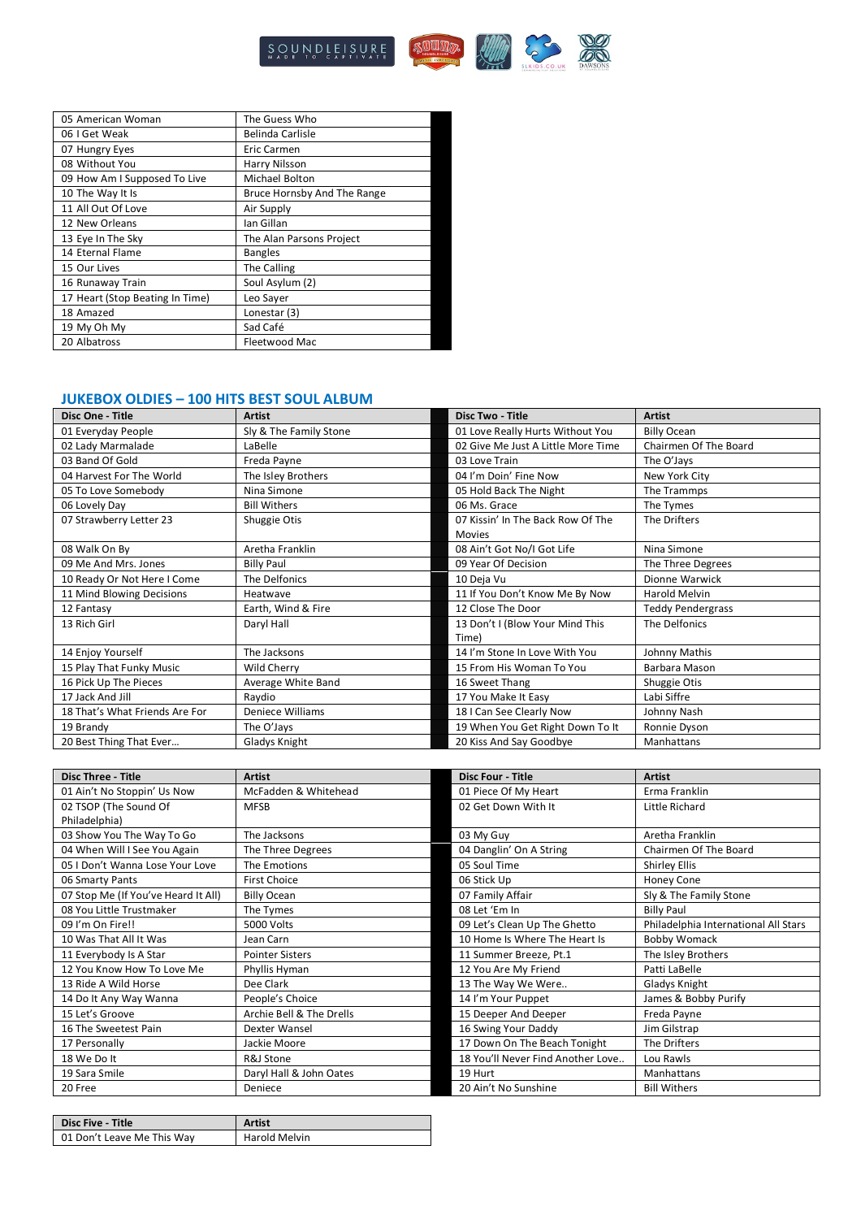| | |
|---|---|
| 05 American Woman | The Guess Who |
| 06 I Get Weak | Belinda Carlisle |
| 07 Hungry Eyes | Eric Carmen |
| 08 Without You | Harry Nilsson |
| 09 How Am I Supposed To Live | Michael Bolton |
| 10 The Way It Is | Bruce Hornsby And The Range |
| 11 All Out Of Love | Air Supply |
| 12 New Orleans | Ian Gillan |
| 13 Eye In The Sky | The Alan Parsons Project |
| 14 Eternal Flame | Bangles |
| 15 Our Lives | The Calling |
| 16 Runaway Train | Soul Asylum (2) |
| 17 Heart (Stop Beating In Time) | Leo Sayer |
| 18 Amazed | Lonestar (3) |
| 19 My Oh My | Sad Café |
| 20 Albatross | Fleetwood Mac |

## JUKEBOX OLDIES – 100 HITS BEST SOUL ALBUM

| Disc One - Title | Artist |
|---|---|
| 01 Everyday People | Sly & The Family Stone |
| 02 Lady Marmalade | LaBelle |
| 03 Band Of Gold | Freda Payne |
| 04 Harvest For The World | The Isley Brothers |
| 05 To Love Somebody | Nina Simone |
| 06 Lovely Day | Bill Withers |
| 07 Strawberry Letter 23 | Shuggie Otis |
| 08 Walk On By | Aretha Franklin |
| 09 Me And Mrs. Jones | Billy Paul |
| 10 Ready Or Not Here I Come | The Delfonics |
| 11 Mind Blowing Decisions | Heatwave |
| 12 Fantasy | Earth, Wind & Fire |
| 13 Rich Girl | Daryl Hall |
| 14 Enjoy Yourself | The Jacksons |
| 15 Play That Funky Music | Wild Cherry |
| 16 Pick Up The Pieces | Average White Band |
| 17 Jack And Jill | Raydio |
| 18 That's What Friends Are For | Deniece Williams |
| 19 Brandy | The O'Jays |
| 20 Best Thing That Ever… | Gladys Knight |

| Disc Two - Title | Artist |
|---|---|
| 01 Love Really Hurts Without You | Billy Ocean |
| 02 Give Me Just A Little More Time | Chairmen Of The Board |
| 03 Love Train | The O'Jays |
| 04 I'm Doin' Fine Now | New York City |
| 05 Hold Back The Night | The Trammps |
| 06 Ms. Grace | The Tymes |
| 07 Kissin' In The Back Row Of The Movies | The Drifters |
| 08 Ain't Got No/I Got Life | Nina Simone |
| 09 Year Of Decision | The Three Degrees |
| 10 Deja Vu | Dionne Warwick |
| 11 If You Don't Know Me By Now | Harold Melvin |
| 12 Close The Door | Teddy Pendergrass |
| 13 Don't I (Blow Your Mind This Time) | The Delfonics |
| 14 I'm Stone In Love With You | Johnny Mathis |
| 15 From His Woman To You | Barbara Mason |
| 16 Sweet Thang | Shuggie Otis |
| 17 You Make It Easy | Labi Siffre |
| 18 I Can See Clearly Now | Johnny Nash |
| 19 When You Get Right Down To It | Ronnie Dyson |
| 20 Kiss And Say Goodbye | Manhattans |

| Disc Three - Title | Artist |
|---|---|
| 01 Ain't No Stoppin' Us Now | McFadden & Whitehead |
| 02 TSOP (The Sound Of Philadelphia) | MFSB |
| 03 Show You The Way To Go | The Jacksons |
| 04 When Will I See You Again | The Three Degrees |
| 05 I Don't Wanna Lose Your Love | The Emotions |
| 06 Smarty Pants | First Choice |
| 07 Stop Me (If You've Heard It All) | Billy Ocean |
| 08 You Little Trustmaker | The Tymes |
| 09 I'm On Fire!! | 5000 Volts |
| 10 Was That All It Was | Jean Carn |
| 11 Everybody Is A Star | Pointer Sisters |
| 12 You Know How To Love Me | Phyllis Hyman |
| 13 Ride A Wild Horse | Dee Clark |
| 14 Do It Any Way Wanna | People's Choice |
| 15 Let's Groove | Archie Bell & The Drells |
| 16 The Sweetest Pain | Dexter Wansel |
| 17 Personally | Jackie Moore |
| 18 We Do It | R&J Stone |
| 19 Sara Smile | Daryl Hall & John Oates |
| 20 Free | Deniece |

| Disc Four - Title | Artist |
|---|---|
| 01 Piece Of My Heart | Erma Franklin |
| 02 Get Down With It | Little Richard |
| 03 My Guy | Aretha Franklin |
| 04 Danglin' On A String | Chairmen Of The Board |
| 05 Soul Time | Shirley Ellis |
| 06 Stick Up | Honey Cone |
| 07 Family Affair | Sly & The Family Stone |
| 08 Let 'Em In | Billy Paul |
| 09 Let's Clean Up The Ghetto | Philadelphia International All Stars |
| 10 Home Is Where The Heart Is | Bobby Womack |
| 11 Summer Breeze, Pt.1 | The Isley Brothers |
| 12 You Are My Friend | Patti LaBelle |
| 13 The Way We Were.. | Gladys Knight |
| 14 I'm Your Puppet | James & Bobby Purify |
| 15 Deeper And Deeper | Freda Payne |
| 16 Swing Your Daddy | Jim Gilstrap |
| 17 Down On The Beach Tonight | The Drifters |
| 18 You'll Never Find Another Love.. | Lou Rawls |
| 19 Hurt | Manhattans |
| 20 Ain't No Sunshine | Bill Withers |

| Disc Five - Title | Artist |
|---|---|
| 01 Don't Leave Me This Way | Harold Melvin |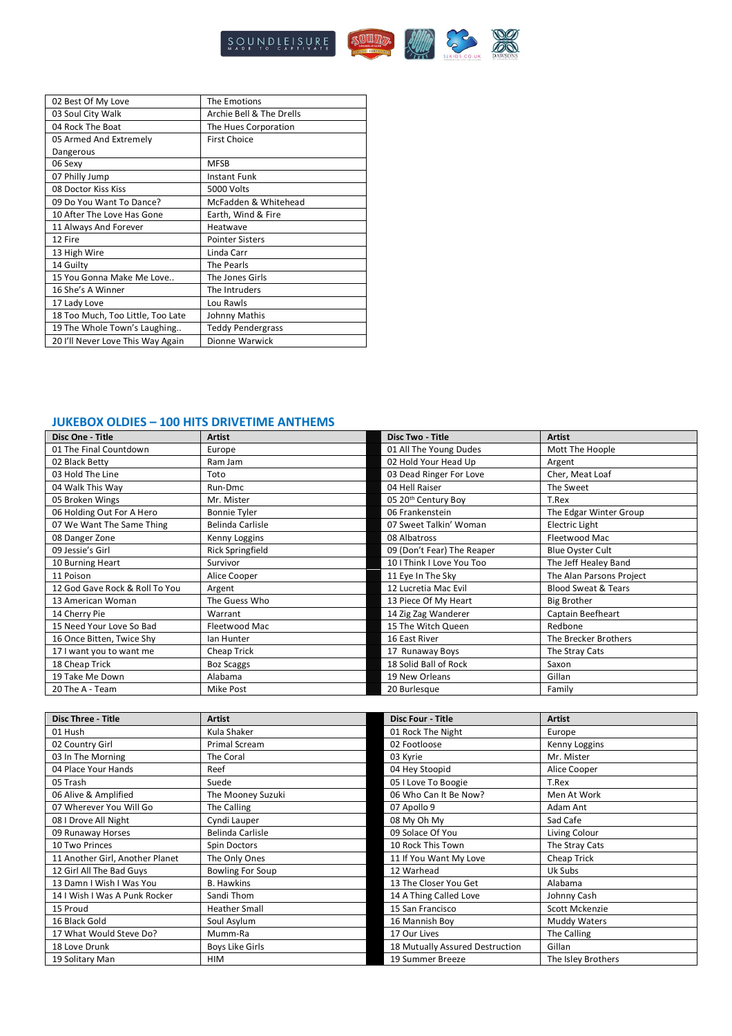| | |
|---|---|
| 02 Best Of My Love | The Emotions |
| 03 Soul City Walk | Archie Bell & The Drells |
| 04 Rock The Boat | The Hues Corporation |
| 05 Armed And Extremely Dangerous | First Choice |
| 06 Sexy | MFSB |
| 07 Philly Jump | Instant Funk |
| 08 Doctor Kiss Kiss | 5000 Volts |
| 09 Do You Want To Dance? | McFadden & Whitehead |
| 10 After The Love Has Gone | Earth, Wind & Fire |
| 11 Always And Forever | Heatwave |
| 12 Fire | Pointer Sisters |
| 13 High Wire | Linda Carr |
| 14 Guilty | The Pearls |
| 15 You Gonna Make Me Love.. | The Jones Girls |
| 16 She's A Winner | The Intruders |
| 17 Lady Love | Lou Rawls |
| 18 Too Much, Too Little, Too Late | Johnny Mathis |
| 19 The Whole Town's Laughing.. | Teddy Pendergrass |
| 20 I'll Never Love This Way Again | Dionne Warwick |

## JUKEBOX OLDIES – 100 HITS DRIVETIME ANTHEMS

| Disc One - Title | Artist | Disc Two - Title | Artist |
|---|---|---|---|
| 01 The Final Countdown | Europe | 01 All The Young Dudes | Mott The Hoople |
| 02 Black Betty | Ram Jam | 02 Hold Your Head Up | Argent |
| 03 Hold The Line | Toto | 03 Dead Ringer For Love | Cher, Meat Loaf |
| 04 Walk This Way | Run-Dmc | 04 Hell Raiser | The Sweet |
| 05 Broken Wings | Mr. Mister | 05 20th Century Boy | T.Rex |
| 06 Holding Out For A Hero | Bonnie Tyler | 06 Frankenstein | The Edgar Winter Group |
| 07 We Want The Same Thing | Belinda Carlisle | 07 Sweet Talkin' Woman | Electric Light |
| 08 Danger Zone | Kenny Loggins | 08 Albatross | Fleetwood Mac |
| 09 Jessie's Girl | Rick Springfield | 09 (Don't Fear) The Reaper | Blue Oyster Cult |
| 10 Burning Heart | Survivor | 10 I Think I Love You Too | The Jeff Healey Band |
| 11 Poison | Alice Cooper | 11 Eye In The Sky | The Alan Parsons Project |
| 12 God Gave Rock & Roll To You | Argent | 12 Lucretia Mac Evil | Blood Sweat & Tears |
| 13 American Woman | The Guess Who | 13 Piece Of My Heart | Big Brother |
| 14 Cherry Pie | Warrant | 14 Zig Zag Wanderer | Captain Beefheart |
| 15 Need Your Love So Bad | Fleetwood Mac | 15 The Witch Queen | Redbone |
| 16 Once Bitten, Twice Shy | Ian Hunter | 16 East River | The Brecker Brothers |
| 17 I want you to want me | Cheap Trick | 17 Runaway Boys | The Stray Cats |
| 18 Cheap Trick | Boz Scaggs | 18 Solid Ball of Rock | Saxon |
| 19 Take Me Down | Alabama | 19 New Orleans | Gillan |
| 20 The A - Team | Mike Post | 20 Burlesque | Family |

| Disc Three - Title | Artist | Disc Four - Title | Artist |
|---|---|---|---|
| 01 Hush | Kula Shaker | 01 Rock The Night | Europe |
| 02 Country Girl | Primal Scream | 02 Footloose | Kenny Loggins |
| 03 In The Morning | The Coral | 03 Kyrie | Mr. Mister |
| 04 Place Your Hands | Reef | 04 Hey Stoopid | Alice Cooper |
| 05 Trash | Suede | 05 I Love To Boogie | T.Rex |
| 06 Alive & Amplified | The Mooney Suzuki | 06 Who Can It Be Now? | Men At Work |
| 07 Wherever You Will Go | The Calling | 07 Apollo 9 | Adam Ant |
| 08 I Drove All Night | Cyndi Lauper | 08 My Oh My | Sad Cafe |
| 09 Runaway Horses | Belinda Carlisle | 09 Solace Of You | Living Colour |
| 10 Two Princes | Spin Doctors | 10 Rock This Town | The Stray Cats |
| 11 Another Girl, Another Planet | The Only Ones | 11 If You Want My Love | Cheap Trick |
| 12 Girl All The Bad Guys | Bowling For Soup | 12 Warhead | Uk Subs |
| 13 Damn I Wish I Was You | B. Hawkins | 13 The Closer You Get | Alabama |
| 14 I Wish I Was A Punk Rocker | Sandi Thom | 14 A Thing Called Love | Johnny Cash |
| 15 Proud | Heather Small | 15 San Francisco | Scott Mckenzie |
| 16 Black Gold | Soul Asylum | 16 Mannish Boy | Muddy Waters |
| 17 What Would Steve Do? | Mumm-Ra | 17 Our Lives | The Calling |
| 18 Love Drunk | Boys Like Girls | 18 Mutually Assured Destruction | Gillan |
| 19 Solitary Man | HIM | 19 Summer Breeze | The Isley Brothers |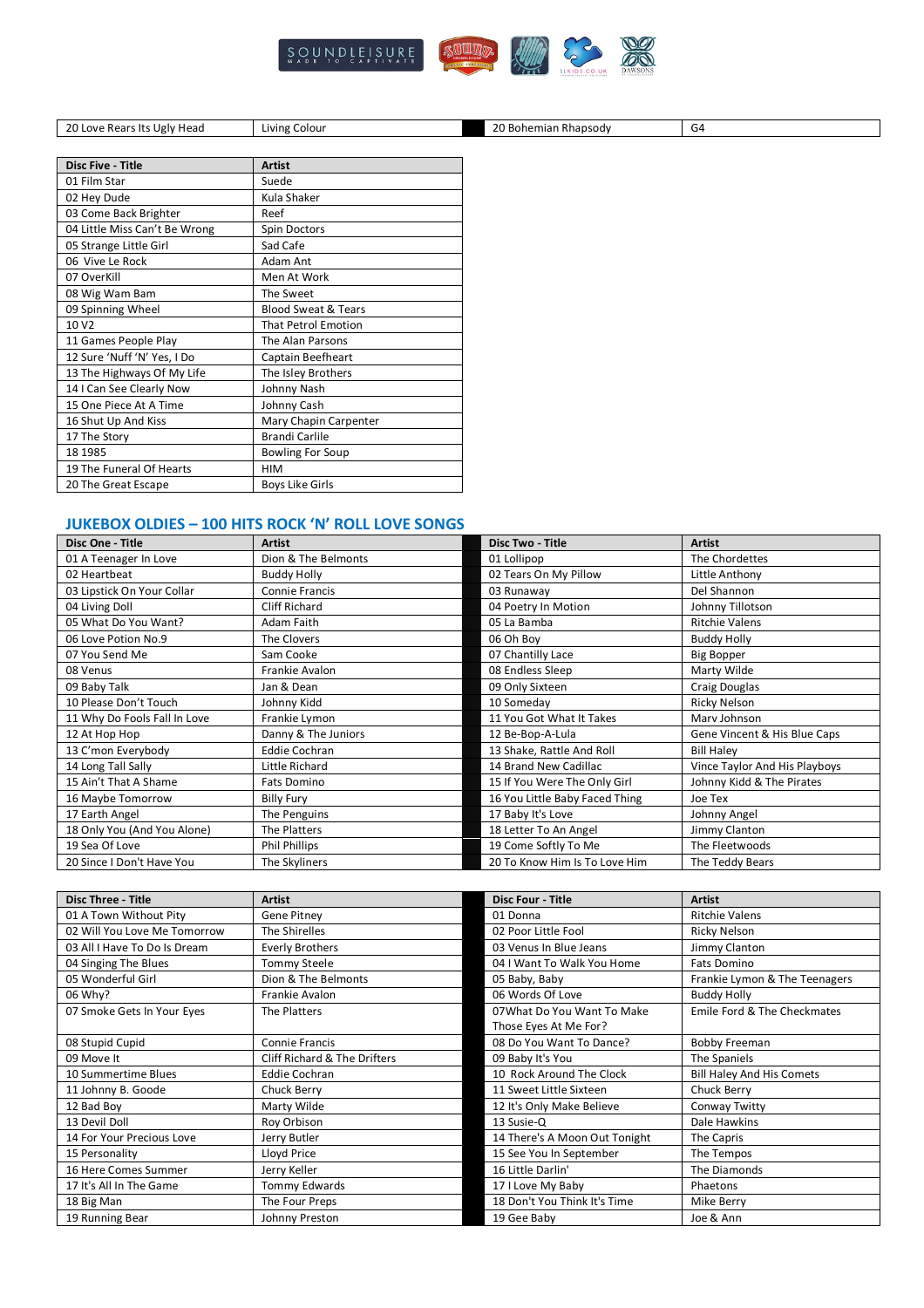| 20 Love Rears Its Ugly Head | Living Colour | 20 Bohemian Rhapsody | G4 |
|---|---|---|---|

| Disc Five - Title | Artist |
|---|---|
| 01 Film Star | Suede |
| 02 Hey Dude | Kula Shaker |
| 03 Come Back Brighter | Reef |
| 04 Little Miss Can't Be Wrong | Spin Doctors |
| 05 Strange Little Girl | Sad Cafe |
| 06  Vive Le Rock | Adam Ant |
| 07 OverKill | Men At Work |
| 08 Wig Wam Bam | The Sweet |
| 09 Spinning Wheel | Blood Sweat & Tears |
| 10 V2 | That Petrol Emotion |
| 11 Games People Play | The Alan Parsons |
| 12 Sure 'Nuff 'N' Yes, I Do | Captain Beefheart |
| 13 The Highways Of My Life | The Isley Brothers |
| 14 I Can See Clearly Now | Johnny Nash |
| 15 One Piece At A Time | Johnny Cash |
| 16 Shut Up And Kiss | Mary Chapin Carpenter |
| 17 The Story | Brandi Carlile |
| 18 1985 | Bowling For Soup |
| 19 The Funeral Of Hearts | HIM |
| 20 The Great Escape | Boys Like Girls |

## JUKEBOX OLDIES – 100 HITS ROCK 'N' ROLL LOVE SONGS

| Disc One - Title | Artist | Disc Two - Title | Artist |
|---|---|---|---|
| 01 A Teenager In Love | Dion & The Belmonts | 01 Lollipop | The Chordettes |
| 02 Heartbeat | Buddy Holly | 02 Tears On My Pillow | Little Anthony |
| 03 Lipstick On Your Collar | Connie Francis | 03 Runaway | Del Shannon |
| 04 Living Doll | Cliff Richard | 04 Poetry In Motion | Johnny Tillotson |
| 05 What Do You Want? | Adam Faith | 05 La Bamba | Ritchie Valens |
| 06 Love Potion No.9 | The Clovers | 06 Oh Boy | Buddy Holly |
| 07 You Send Me | Sam Cooke | 07 Chantilly Lace | Big Bopper |
| 08 Venus | Frankie Avalon | 08 Endless Sleep | Marty Wilde |
| 09 Baby Talk | Jan & Dean | 09 Only Sixteen | Craig Douglas |
| 10 Please Don't Touch | Johnny Kidd | 10 Someday | Ricky Nelson |
| 11 Why Do Fools Fall In Love | Frankie Lymon | 11 You Got What It Takes | Marv Johnson |
| 12 At Hop Hop | Danny & The Juniors | 12 Be-Bop-A-Lula | Gene Vincent & His Blue Caps |
| 13 C'mon Everybody | Eddie Cochran | 13 Shake, Rattle And Roll | Bill Haley |
| 14 Long Tall Sally | Little Richard | 14 Brand New Cadillac | Vince Taylor And His Playboys |
| 15 Ain't That A Shame | Fats Domino | 15 If You Were The Only Girl | Johnny Kidd & The Pirates |
| 16 Maybe Tomorrow | Billy Fury | 16 You Little Baby Faced Thing | Joe Tex |
| 17 Earth Angel | The Penguins | 17 Baby It's Love | Johnny Angel |
| 18 Only You (And You Alone) | The Platters | 18 Letter To An Angel | Jimmy Clanton |
| 19 Sea Of Love | Phil Phillips | 19 Come Softly To Me | The Fleetwoods |
| 20 Since I Don't Have You | The Skyliners | 20 To Know Him Is To Love Him | The Teddy Bears |

| Disc Three - Title | Artist | Disc Four - Title | Artist |
|---|---|---|---|
| 01 A Town Without Pity | Gene Pitney | 01 Donna | Ritchie Valens |
| 02 Will You Love Me Tomorrow | The Shirelles | 02 Poor Little Fool | Ricky Nelson |
| 03 All I Have To Do Is Dream | Everly Brothers | 03 Venus In Blue Jeans | Jimmy Clanton |
| 04 Singing The Blues | Tommy Steele | 04 I Want To Walk You Home | Fats Domino |
| 05 Wonderful Girl | Dion & The Belmonts | 05 Baby, Baby | Frankie Lymon & The Teenagers |
| 06 Why? | Frankie Avalon | 06 Words Of Love | Buddy Holly |
| 07 Smoke Gets In Your Eyes | The Platters | 07What Do You Want To Make Those Eyes At Me For? | Emile Ford & The Checkmates |
| 08 Stupid Cupid | Connie Francis | 08 Do You Want To Dance? | Bobby Freeman |
| 09 Move It | Cliff Richard & The Drifters | 09 Baby It's You | The Spaniels |
| 10 Summertime Blues | Eddie Cochran | 10  Rock Around The Clock | Bill Haley And His Comets |
| 11 Johnny B. Goode | Chuck Berry | 11 Sweet Little Sixteen | Chuck Berry |
| 12 Bad Boy | Marty Wilde | 12 It's Only Make Believe | Conway Twitty |
| 13 Devil Doll | Roy Orbison | 13 Susie-Q | Dale Hawkins |
| 14 For Your Precious Love | Jerry Butler | 14 There's A Moon Out Tonight | The Capris |
| 15 Personality | Lloyd Price | 15 See You In September | The Tempos |
| 16 Here Comes Summer | Jerry Keller | 16 Little Darlin' | The Diamonds |
| 17 It's All In The Game | Tommy Edwards | 17 I Love My Baby | Phaetons |
| 18 Big Man | The Four Preps | 18 Don't You Think It's Time | Mike Berry |
| 19 Running Bear | Johnny Preston | 19 Gee Baby | Joe & Ann |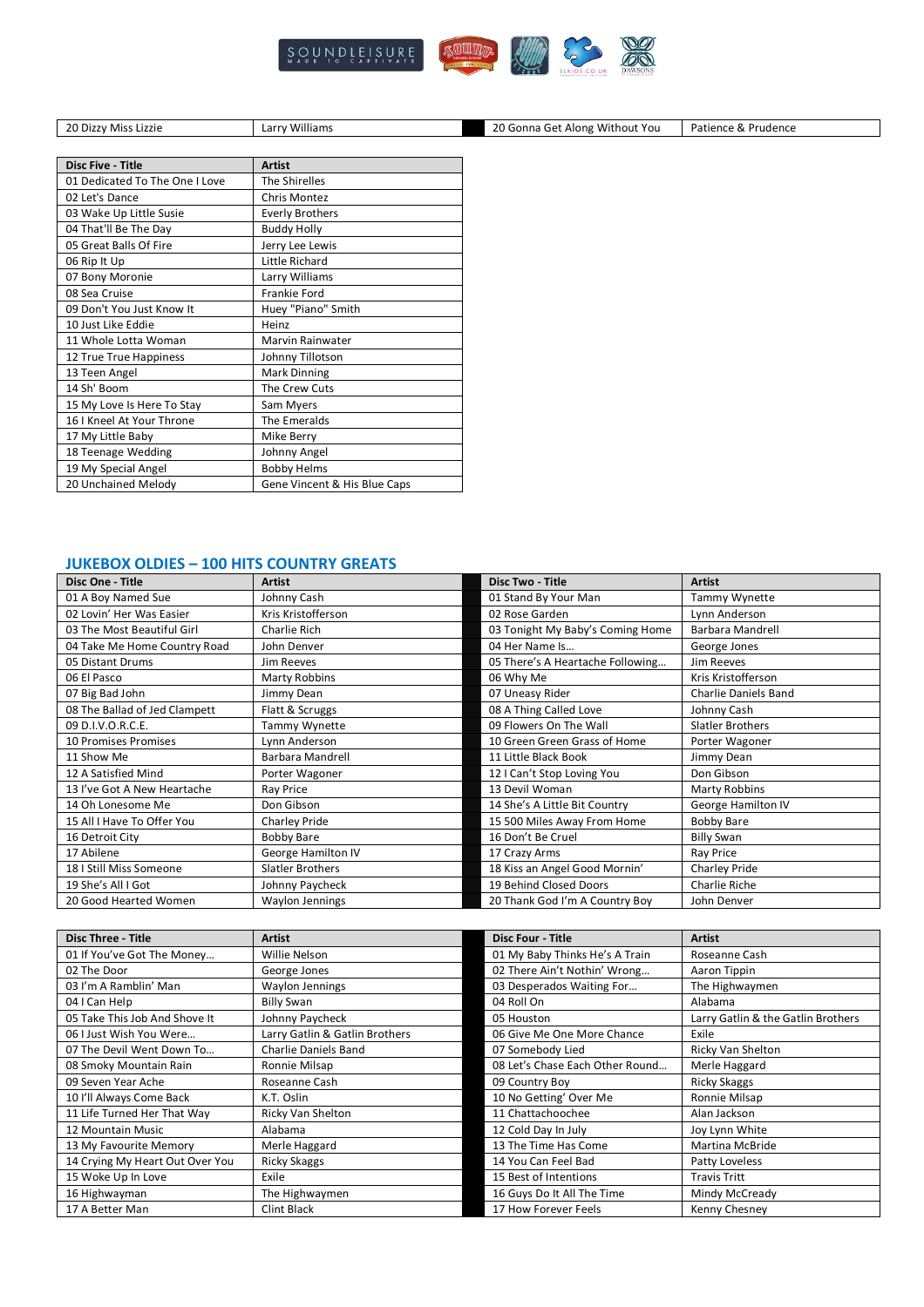| | | | |
|---|---|---|---|
| 20 Dizzy Miss Lizzie | Larry Williams | 20 Gonna Get Along Without You | Patience & Prudence |

| Disc Five - Title | Artist |
|---|---|
| 01 Dedicated To The One I Love | The Shirelles |
| 02 Let's Dance | Chris Montez |
| 03 Wake Up Little Susie | Everly Brothers |
| 04 That'll Be The Day | Buddy Holly |
| 05 Great Balls Of Fire | Jerry Lee Lewis |
| 06 Rip It Up | Little Richard |
| 07 Bony Moronie | Larry Williams |
| 08 Sea Cruise | Frankie Ford |
| 09 Don't You Just Know It | Huey "Piano" Smith |
| 10 Just Like Eddie | Heinz |
| 11 Whole Lotta Woman | Marvin Rainwater |
| 12 True True Happiness | Johnny Tillotson |
| 13 Teen Angel | Mark Dinning |
| 14 Sh' Boom | The Crew Cuts |
| 15 My Love Is Here To Stay | Sam Myers |
| 16 I Kneel At Your Throne | The Emeralds |
| 17 My Little Baby | Mike Berry |
| 18 Teenage Wedding | Johnny Angel |
| 19 My Special Angel | Bobby Helms |
| 20 Unchained Melody | Gene Vincent & His Blue Caps |

## JUKEBOX OLDIES – 100 HITS COUNTRY GREATS

| Disc One - Title | Artist | Disc Two - Title | Artist |
|---|---|---|---|
| 01 A Boy Named Sue | Johnny Cash | 01 Stand By Your Man | Tammy Wynette |
| 02 Lovin' Her Was Easier | Kris Kristofferson | 02 Rose Garden | Lynn Anderson |
| 03 The Most Beautiful Girl | Charlie Rich | 03 Tonight My Baby's Coming Home | Barbara Mandrell |
| 04 Take Me Home Country Road | John Denver | 04 Her Name Is… | George Jones |
| 05 Distant Drums | Jim Reeves | 05 There's A Heartache Following… | Jim Reeves |
| 06 El Pasco | Marty Robbins | 06 Why Me | Kris Kristofferson |
| 07 Big Bad John | Jimmy Dean | 07 Uneasy Rider | Charlie Daniels Band |
| 08 The Ballad of Jed Clampett | Flatt & Scruggs | 08 A Thing Called Love | Johnny Cash |
| 09 D.I.V.O.R.C.E. | Tammy Wynette | 09 Flowers On The Wall | Slatler Brothers |
| 10 Promises Promises | Lynn Anderson | 10 Green Green Grass of Home | Porter Wagoner |
| 11 Show Me | Barbara Mandrell | 11 Little Black Book | Jimmy Dean |
| 12 A Satisfied Mind | Porter Wagoner | 12 I Can't Stop Loving You | Don Gibson |
| 13 I've Got A New Heartache | Ray Price | 13 Devil Woman | Marty Robbins |
| 14 Oh Lonesome Me | Don Gibson | 14 She's A Little Bit Country | George Hamilton IV |
| 15 All I Have To Offer You | Charley Pride | 15 500 Miles Away From Home | Bobby Bare |
| 16 Detroit City | Bobby Bare | 16 Don't Be Cruel | Billy Swan |
| 17 Abilene | George Hamilton IV | 17 Crazy Arms | Ray Price |
| 18 I Still Miss Someone | Slatler Brothers | 18 Kiss an Angel Good Mornin' | Charley Pride |
| 19 She's All I Got | Johnny Paycheck | 19 Behind Closed Doors | Charlie Riche |
| 20 Good Hearted Women | Waylon Jennings | 20 Thank God I'm A Country Boy | John Denver |

| Disc Three - Title | Artist | Disc Four - Title | Artist |
|---|---|---|---|
| 01 If You've Got The Money… | Willie Nelson | 01 My Baby Thinks He's A Train | Roseanne Cash |
| 02 The Door | George Jones | 02 There Ain't Nothin' Wrong… | Aaron Tippin |
| 03 I'm A Ramblin' Man | Waylon Jennings | 03 Desperados Waiting For… | The Highwaymen |
| 04 I Can Help | Billy Swan | 04 Roll On | Alabama |
| 05 Take This Job And Shove It | Johnny Paycheck | 05 Houston | Larry Gatlin & the Gatlin Brothers |
| 06 I Just Wish You Were… | Larry Gatlin & Gatlin Brothers | 06 Give Me One More Chance | Exile |
| 07 The Devil Went Down To… | Charlie Daniels Band | 07 Somebody Lied | Ricky Van Shelton |
| 08 Smoky Mountain Rain | Ronnie Milsap | 08 Let's Chase Each Other Round… | Merle Haggard |
| 09 Seven Year Ache | Roseanne Cash | 09 Country Boy | Ricky Skaggs |
| 10 I'll Always Come Back | K.T. Oslin | 10 No Getting' Over Me | Ronnie Milsap |
| 11 Life Turned Her That Way | Ricky Van Shelton | 11 Chattachoochee | Alan Jackson |
| 12 Mountain Music | Alabama | 12 Cold Day In July | Joy Lynn White |
| 13 My Favourite Memory | Merle Haggard | 13 The Time Has Come | Martina McBride |
| 14 Crying My Heart Out Over You | Ricky Skaggs | 14 You Can Feel Bad | Patty Loveless |
| 15 Woke Up In Love | Exile | 15 Best of Intentions | Travis Tritt |
| 16 Highwayman | The Highwaymen | 16 Guys Do It All The Time | Mindy McCready |
| 17 A Better Man | Clint Black | 17 How Forever Feels | Kenny Chesney |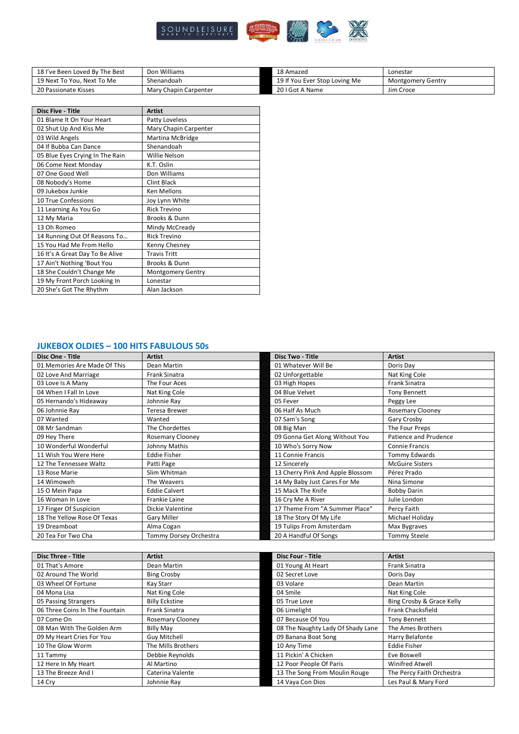| 18 I've Been Loved By The Best | Don Williams | 18 Amazed | Lonestar |
|---|---|---|---|
| 19 Next To You, Next To Me | Shenandoah | 19 If You Ever Stop Loving Me | Montgomery Gentry |
| 20 Passionate Kisses | Mary Chapin Carpenter | 20 I Got A Name | Jim Croce |

| Disc Five - Title | Artist |
|---|---|
| 01 Blame It On Your Heart | Patty Loveless |
| 02 Shut Up And Kiss Me | Mary Chapin Carpenter |
| 03 Wild Angels | Martina McBridge |
| 04 If Bubba Can Dance | Shenandoah |
| 05 Blue Eyes Crying In The Rain | Willie Nelson |
| 06 Come Next Monday | K.T. Oslin |
| 07 One Good Well | Don Williams |
| 08 Nobody's Home | Clint Black |
| 09 Jukebox Junkie | Ken Mellons |
| 10 True Confessions | Joy Lynn White |
| 11 Learning As You Go | Rick Trevino |
| 12 My Maria | Brooks & Dunn |
| 13 Oh Romeo | Mindy McCready |
| 14 Running Out Of Reasons To... | Rick Trevino |
| 15 You Had Me From Hello | Kenny Chesney |
| 16 It's A Great Day To Be Alive | Travis Tritt |
| 17 Ain't Nothing 'Bout You | Brooks & Dunn |
| 18 She Couldn't Change Me | Montgomery Gentry |
| 19 My Front Porch Looking In | Lonestar |
| 20 She's Got The Rhythm | Alan Jackson |

## JUKEBOX OLDIES – 100 HITS FABULOUS 50s

| Disc One - Title | Artist | Disc Two - Title | Artist |
|---|---|---|---|
| 01 Memories Are Made Of This | Dean Martin | 01 Whatever Will Be | Doris Day |
| 02 Love And Marriage | Frank Sinatra | 02 Unforgettable | Nat King Cole |
| 03 Love Is A Many | The Four Aces | 03 High Hopes | Frank Sinatra |
| 04 When I Fall In Love | Nat King Cole | 04 Blue Velvet | Tony Bennett |
| 05 Hernando's Hideaway | Johnnie Ray | 05 Fever | Peggy Lee |
| 06 Johnnie Ray | Teresa Brewer | 06 Half As Much | Rosemary Clooney |
| 07 Wanted | Wanted | 07 Sam's Song | Gary Crosby |
| 08 Mr Sandman | The Chordettes | 08 Big Man | The Four Preps |
| 09 Hey There | Rosemary Clooney | 09 Gonna Get Along Without You | Patience and Prudence |
| 10 Wonderful Wonderful | Johnny Mathis | 10 Who's Sorry Now | Connie Francis |
| 11 Wish You Were Here | Eddie Fisher | 11 Connie Francis | Tommy Edwards |
| 12 The Tennessee Waltz | Patti Page | 12 Sincerely | McGuire Sisters |
| 13 Rose Marie | Slim Whitman | 13 Cherry Pink And Apple Blossom | Pérez Prado |
| 14 Wimoweh | The Weavers | 14 My Baby Just Cares For Me | Nina Simone |
| 15 O Mein Papa | Eddie Calvert | 15 Mack The Knife | Bobby Darin |
| 16 Woman In Love | Frankie Laine | 16 Cry Me A River | Julie London |
| 17 Finger Of Suspicion | Dickie Valentine | 17 Theme From "A Summer Place" | Percy Faith |
| 18 The Yellow Rose Of Texas | Gary Miller | 18 The Story Of My Life | Michael Holiday |
| 19 Dreamboat | Alma Cogan | 19 Tulips From Amsterdam | Max Bygraves |
| 20 Tea For Two Cha | Tommy Dorsey Orchestra | 20 A Handful Of Songs | Tommy Steele |

| Disc Three - Title | Artist | Disc Four - Title | Artist |
|---|---|---|---|
| 01 That's Amore | Dean Martin | 01 Young At Heart | Frank Sinatra |
| 02 Around The World | Bing Crosby | 02 Secret Love | Doris Day |
| 03 Wheel Of Fortune | Kay Starr | 03 Volare | Dean Martin |
| 04 Mona Lisa | Nat King Cole | 04 Smile | Nat King Cole |
| 05 Passing Strangers | Billy Eckstine | 05 True Love | Bing Crosby & Grace Kelly |
| 06 Three Coins In The Fountain | Frank Sinatra | 06 Limelight | Frank Chacksfield |
| 07 Come On | Rosemary Clooney | 07 Because Of You | Tony Bennett |
| 08 Man With The Golden Arm | Billy May | 08 The Naughty Lady Of Shady Lane | The Ames Brothers |
| 09 My Heart Cries For You | Guy Mitchell | 09 Banana Boat Song | Harry Belafonte |
| 10 The Glow Worm | The Mills Brothers | 10 Any Time | Eddie Fisher |
| 11 Tammy | Debbie Reynolds | 11 Pickin' A Chicken | Eve Boswell |
| 12 Here In My Heart | Al Martino | 12 Poor People Of Paris | Winifred Atwell |
| 13 The Breeze And I | Caterina Valente | 13 The Song From Moulin Rouge | The Percy Faith Orchestra |
| 14 Cry | Johnnie Ray | 14 Vaya Con Dios | Les Paul & Mary Ford |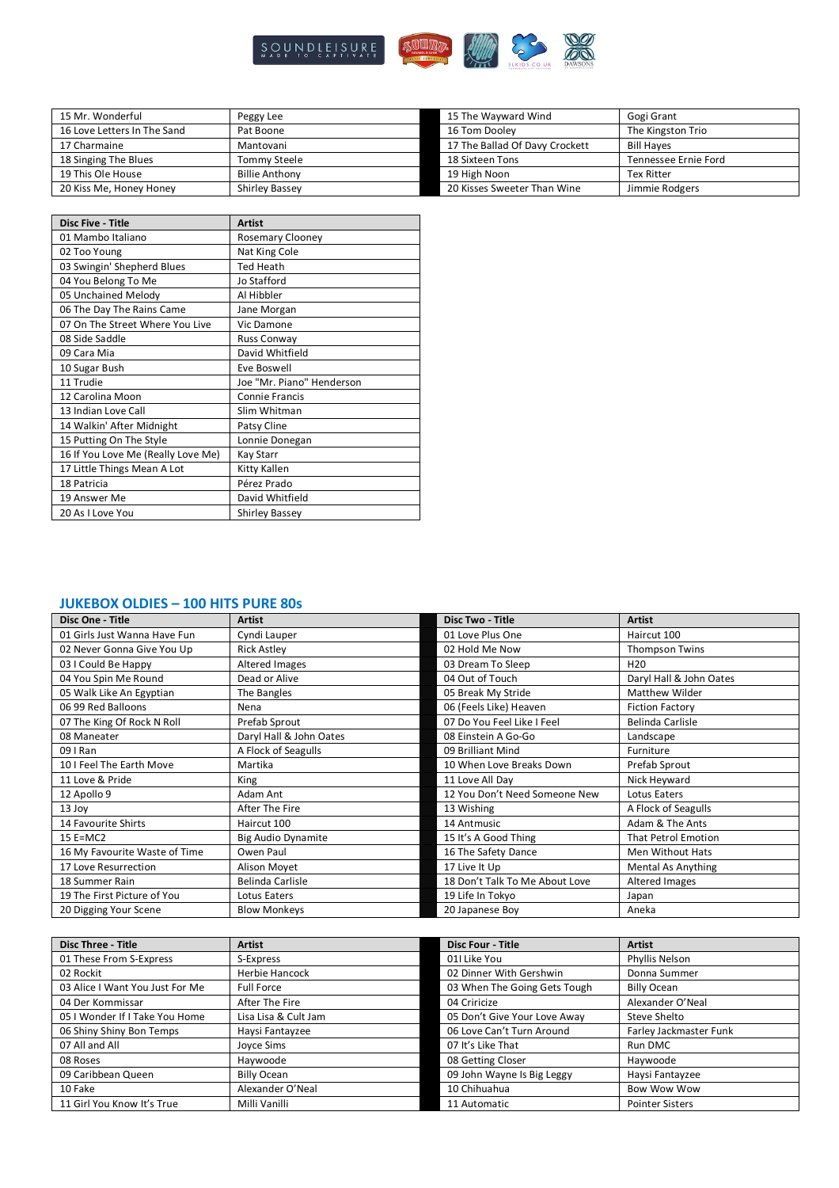| | | | |
|---|---|---|---|
| 15 Mr. Wonderful | Peggy Lee | 15 The Wayward Wind | Gogi Grant |
| 16 Love Letters In The Sand | Pat Boone | 16 Tom Dooley | The Kingston Trio |
| 17 Charmaine | Mantovani | 17 The Ballad Of Davy Crockett | Bill Hayes |
| 18 Singing The Blues | Tommy Steele | 18 Sixteen Tons | Tennessee Ernie Ford |
| 19 This Ole House | Billie Anthony | 19 High Noon | Tex Ritter |
| 20 Kiss Me, Honey Honey | Shirley Bassey | 20 Kisses Sweeter Than Wine | Jimmie Rodgers |

| Disc Five - Title | Artist |
|---|---|
| 01 Mambo Italiano | Rosemary Clooney |
| 02 Too Young | Nat King Cole |
| 03 Swingin' Shepherd Blues | Ted Heath |
| 04 You Belong To Me | Jo Stafford |
| 05 Unchained Melody | Al Hibbler |
| 06 The Day The Rains Came | Jane Morgan |
| 07 On The Street Where You Live | Vic Damone |
| 08 Side Saddle | Russ Conway |
| 09 Cara Mia | David Whitfield |
| 10 Sugar Bush | Eve Boswell |
| 11 Trudie | Joe "Mr. Piano" Henderson |
| 12 Carolina Moon | Connie Francis |
| 13 Indian Love Call | Slim Whitman |
| 14 Walkin' After Midnight | Patsy Cline |
| 15 Putting On The Style | Lonnie Donegan |
| 16 If You Love Me (Really Love Me) | Kay Starr |
| 17 Little Things Mean A Lot | Kitty Kallen |
| 18 Patricia | Pérez Prado |
| 19 Answer Me | David Whitfield |
| 20 As I Love You | Shirley Bassey |

## JUKEBOX OLDIES – 100 HITS PURE 80s

| Disc One - Title | Artist | Disc Two - Title | Artist |
|---|---|---|---|
| 01 Girls Just Wanna Have Fun | Cyndi Lauper | 01 Love Plus One | Haircut 100 |
| 02 Never Gonna Give You Up | Rick Astley | 02 Hold Me Now | Thompson Twins |
| 03 I Could Be Happy | Altered Images | 03 Dream To Sleep | H20 |
| 04 You Spin Me Round | Dead or Alive | 04 Out of Touch | Daryl Hall & John Oates |
| 05 Walk Like An Egyptian | The Bangles | 05 Break My Stride | Matthew Wilder |
| 06 99 Red Balloons | Nena | 06 (Feels Like) Heaven | Fiction Factory |
| 07 The King Of Rock N Roll | Prefab Sprout | 07 Do You Feel Like I Feel | Belinda Carlisle |
| 08 Maneater | Daryl Hall & John Oates | 08 Einstein A Go-Go | Landscape |
| 09 I Ran | A Flock of Seagulls | 09 Brilliant Mind | Furniture |
| 10 I Feel The Earth Move | Martika | 10 When Love Breaks Down | Prefab Sprout |
| 11 Love & Pride | King | 11 Love All Day | Nick Heyward |
| 12 Apollo 9 | Adam Ant | 12 You Don't Need Someone New | Lotus Eaters |
| 13 Joy | After The Fire | 13 Wishing | A Flock of Seagulls |
| 14 Favourite Shirts | Haircut 100 | 14 Antmusic | Adam & The Ants |
| 15 E=MC2 | Big Audio Dynamite | 15 It's A Good Thing | That Petrol Emotion |
| 16 My Favourite Waste of Time | Owen Paul | 16 The Safety Dance | Men Without Hats |
| 17 Love Resurrection | Alison Moyet | 17 Live It Up | Mental As Anything |
| 18 Summer Rain | Belinda Carlisle | 18 Don't Talk To Me About Love | Altered Images |
| 19 The First Picture of You | Lotus Eaters | 19 Life In Tokyo | Japan |
| 20 Digging Your Scene | Blow Monkeys | 20 Japanese Boy | Aneka |

| Disc Three - Title | Artist | Disc Four - Title | Artist |
|---|---|---|---|
| 01 These From S-Express | S-Express | 01I Like You | Phyllis Nelson |
| 02 Rockit | Herbie Hancock | 02 Dinner With Gershwin | Donna Summer |
| 03 Alice I Want You Just For Me | Full Force | 03 When The Going Gets Tough | Billy Ocean |
| 04 Der Kommissar | After The Fire | 04 Criricize | Alexander O'Neal |
| 05 I Wonder If I Take You Home | Lisa Lisa & Cult Jam | 05 Don't Give Your Love Away | Steve Shelto |
| 06 Shiny Shiny Bon Temps | Haysi Fantayzee | 06 Love Can't Turn Around | Farley Jackmaster Funk |
| 07 All and All | Joyce Sims | 07 It's Like That | Run DMC |
| 08 Roses | Haywoode | 08 Getting Closer | Haywoode |
| 09 Caribbean Queen | Billy Ocean | 09 John Wayne Is Big Leggy | Haysi Fantayzee |
| 10 Fake | Alexander O'Neal | 10 Chihuahua | Bow Wow Wow |
| 11 Girl You Know It's True | Milli Vanilli | 11 Automatic | Pointer Sisters |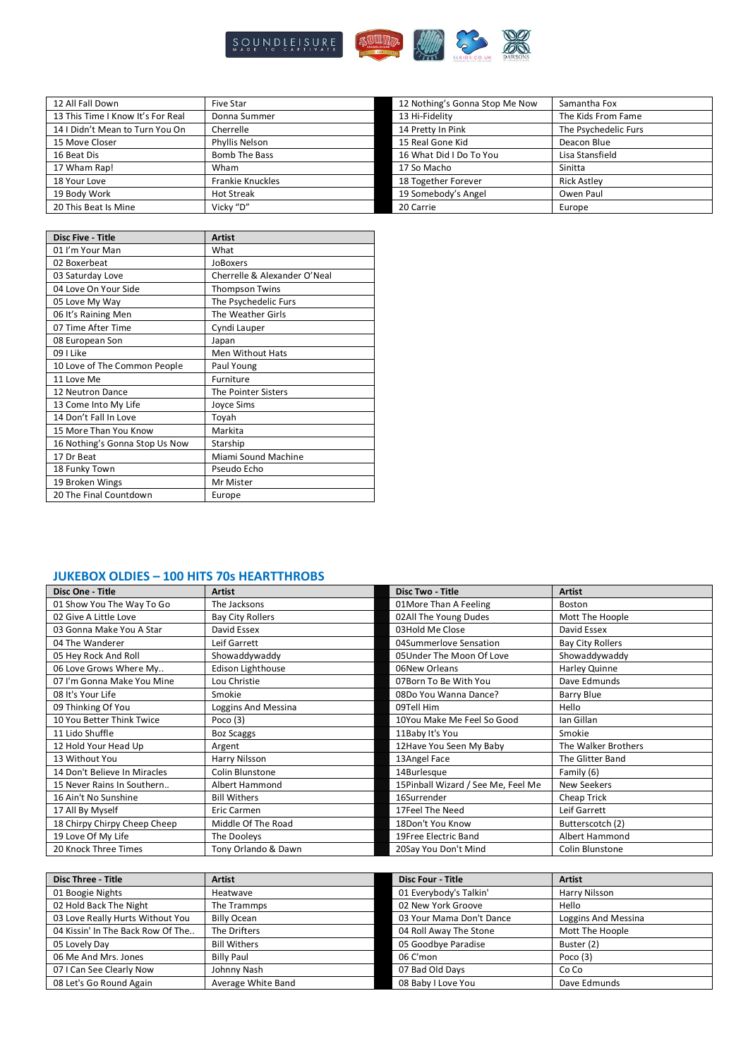| | | | |
|---|---|---|---|
| 12 All Fall Down | Five Star | 12 Nothing's Gonna Stop Me Now | Samantha Fox |
| 13 This Time I Know It's For Real | Donna Summer | 13 Hi-Fidelity | The Kids From Fame |
| 14 I Didn't Mean to Turn You On | Cherrelle | 14 Pretty In Pink | The Psychedelic Furs |
| 15 Move Closer | Phyllis Nelson | 15 Real Gone Kid | Deacon Blue |
| 16 Beat Dis | Bomb The Bass | 16 What Did I Do To You | Lisa Stansfield |
| 17 Wham Rap! | Wham | 17 So Macho | Sinitta |
| 18 Your Love | Frankie Knuckles | 18 Together Forever | Rick Astley |
| 19 Body Work | Hot Streak | 19 Somebody's Angel | Owen Paul |
| 20 This Beat Is Mine | Vicky "D" | 20 Carrie | Europe |

| Disc Five - Title | Artist |
|---|---|
| 01 I'm Your Man | What |
| 02 Boxerbeat | JoBoxers |
| 03 Saturday Love | Cherrelle & Alexander O'Neal |
| 04 Love On Your Side | Thompson Twins |
| 05 Love My Way | The Psychedelic Furs |
| 06 It's Raining Men | The Weather Girls |
| 07 Time After Time | Cyndi Lauper |
| 08 European Son | Japan |
| 09 I Like | Men Without Hats |
| 10 Love of The Common People | Paul Young |
| 11 Love Me | Furniture |
| 12 Neutron Dance | The Pointer Sisters |
| 13 Come Into My Life | Joyce Sims |
| 14 Don't Fall In Love | Toyah |
| 15 More Than You Know | Markita |
| 16 Nothing's Gonna Stop Us Now | Starship |
| 17 Dr Beat | Miami Sound Machine |
| 18 Funky Town | Pseudo Echo |
| 19 Broken Wings | Mr Mister |
| 20 The Final Countdown | Europe |

## JUKEBOX OLDIES – 100 HITS 70s HEARTTHROBS

| Disc One - Title | Artist | Disc Two - Title | Artist |
|---|---|---|---|
| 01 Show You The Way To Go | The Jacksons | 01More Than A Feeling | Boston |
| 02 Give A Little Love | Bay City Rollers | 02All The Young Dudes | Mott The Hoople |
| 03 Gonna Make You A Star | David Essex | 03Hold Me Close | David Essex |
| 04 The Wanderer | Leif Garrett | 04Summerlove Sensation | Bay City Rollers |
| 05 Hey Rock And Roll | Showaddywaddy | 05Under The Moon Of Love | Showaddywaddy |
| 06 Love Grows Where My.. | Edison Lighthouse | 06New Orleans | Harley Quinne |
| 07 I'm Gonna Make You Mine | Lou Christie | 07Born To Be With You | Dave Edmunds |
| 08 It's Your Life | Smokie | 08Do You Wanna Dance? | Barry Blue |
| 09 Thinking Of You | Loggins And Messina | 09Tell Him | Hello |
| 10 You Better Think Twice | Poco (3) | 10You Make Me Feel So Good | Ian Gillan |
| 11 Lido Shuffle | Boz Scaggs | 11Baby It's You | Smokie |
| 12 Hold Your Head Up | Argent | 12Have You Seen My Baby | The Walker Brothers |
| 13 Without You | Harry Nilsson | 13Angel Face | The Glitter Band |
| 14 Don't Believe In Miracles | Colin Blunstone | 14Burlesque | Family (6) |
| 15 Never Rains In Southern.. | Albert Hammond | 15Pinball Wizard / See Me, Feel Me | New Seekers |
| 16 Ain't No Sunshine | Bill Withers | 16Surrender | Cheap Trick |
| 17 All By Myself | Eric Carmen | 17Feel The Need | Leif Garrett |
| 18 Chirpy Chirpy Cheep Cheep | Middle Of The Road | 18Don't You Know | Butterscotch (2) |
| 19 Love Of My Life | The Dooleys | 19Free Electric Band | Albert Hammond |
| 20 Knock Three Times | Tony Orlando & Dawn | 20Say You Don't Mind | Colin Blunstone |

| Disc Three - Title | Artist | Disc Four - Title | Artist |
|---|---|---|---|
| 01 Boogie Nights | Heatwave | 01 Everybody's Talkin' | Harry Nilsson |
| 02 Hold Back The Night | The Trammps | 02 New York Groove | Hello |
| 03 Love Really Hurts Without You | Billy Ocean | 03 Your Mama Don't Dance | Loggins And Messina |
| 04 Kissin' In The Back Row Of The.. | The Drifters | 04 Roll Away The Stone | Mott The Hoople |
| 05 Lovely Day | Bill Withers | 05 Goodbye Paradise | Buster (2) |
| 06 Me And Mrs. Jones | Billy Paul | 06 C'mon | Poco (3) |
| 07 I Can See Clearly Now | Johnny Nash | 07 Bad Old Days | Co Co |
| 08 Let's Go Round Again | Average White Band | 08 Baby I Love You | Dave Edmunds |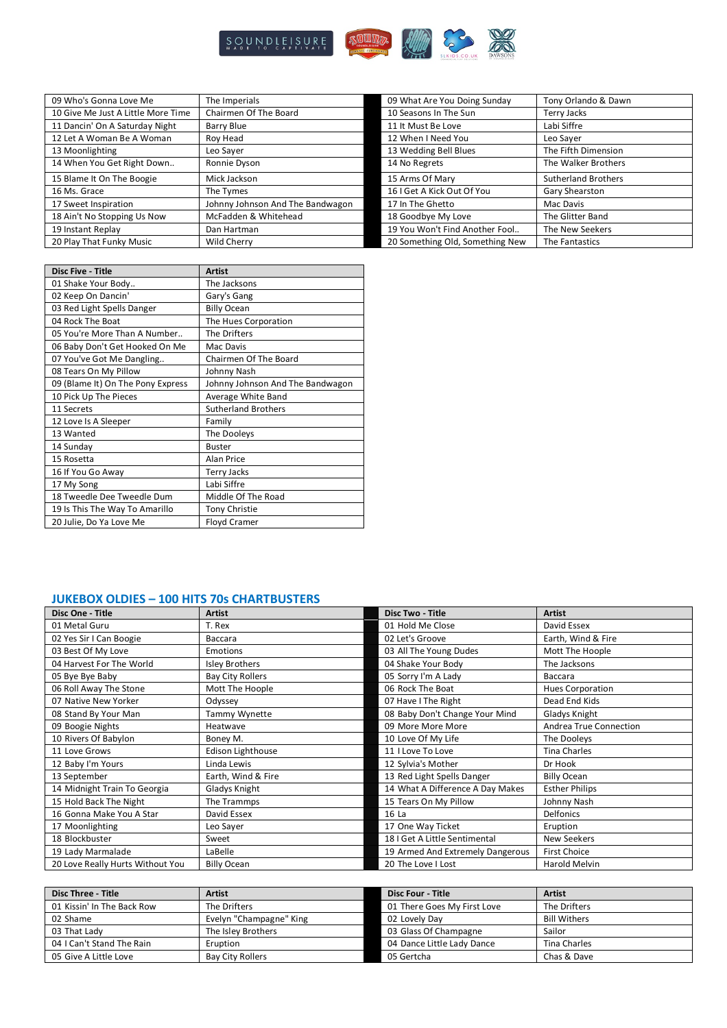| | | | |
|---|---|---|---|
| 09 Who's Gonna Love Me | The Imperials | 09 What Are You Doing Sunday | Tony Orlando & Dawn |
| 10 Give Me Just A Little More Time | Chairmen Of The Board | 10 Seasons In The Sun | Terry Jacks |
| 11 Dancin' On A Saturday Night | Barry Blue | 11 It Must Be Love | Labi Siffre |
| 12 Let A Woman Be A Woman | Roy Head | 12 When I Need You | Leo Sayer |
| 13 Moonlighting | Leo Sayer | 13 Wedding Bell Blues | The Fifth Dimension |
| 14 When You Get Right Down.. | Ronnie Dyson | 14 No Regrets | The Walker Brothers |
| 15 Blame It On The Boogie | Mick Jackson | 15 Arms Of Mary | Sutherland Brothers |
| 16 Ms. Grace | The Tymes | 16 I Get A Kick Out Of You | Gary Shearston |
| 17 Sweet Inspiration | Johnny Johnson And The Bandwagon | 17 In The Ghetto | Mac Davis |
| 18 Ain't No Stopping Us Now | McFadden & Whitehead | 18 Goodbye My Love | The Glitter Band |
| 19 Instant Replay | Dan Hartman | 19 You Won't Find Another Fool.. | The New Seekers |
| 20 Play That Funky Music | Wild Cherry | 20 Something Old, Something New | The Fantastics |

| Disc Five - Title | Artist |
|---|---|
| 01 Shake Your Body.. | The Jacksons |
| 02 Keep On Dancin' | Gary's Gang |
| 03 Red Light Spells Danger | Billy Ocean |
| 04 Rock The Boat | The Hues Corporation |
| 05 You're More Than A Number.. | The Drifters |
| 06 Baby Don't Get Hooked On Me | Mac Davis |
| 07 You've Got Me Dangling.. | Chairmen Of The Board |
| 08 Tears On My Pillow | Johnny Nash |
| 09 (Blame It) On The Pony Express | Johnny Johnson And The Bandwagon |
| 10 Pick Up The Pieces | Average White Band |
| 11 Secrets | Sutherland Brothers |
| 12 Love Is A Sleeper | Family |
| 13 Wanted | The Dooleys |
| 14 Sunday | Buster |
| 15 Rosetta | Alan Price |
| 16 If You Go Away | Terry Jacks |
| 17 My Song | Labi Siffre |
| 18 Tweedle Dee Tweedle Dum | Middle Of The Road |
| 19 Is This The Way To Amarillo | Tony Christie |
| 20 Julie, Do Ya Love Me | Floyd Cramer |

## JUKEBOX OLDIES – 100 HITS 70s CHARTBUSTERS

| Disc One - Title | Artist | Disc Two - Title | Artist |
|---|---|---|---|
| 01 Metal Guru | T. Rex | 01 Hold Me Close | David Essex |
| 02 Yes Sir I Can Boogie | Baccara | 02 Let's Groove | Earth, Wind & Fire |
| 03 Best Of My Love | Emotions | 03 All The Young Dudes | Mott The Hoople |
| 04 Harvest For The World | Isley Brothers | 04 Shake Your Body | The Jacksons |
| 05 Bye Bye Baby | Bay City Rollers | 05 Sorry I'm A Lady | Baccara |
| 06 Roll Away The Stone | Mott The Hoople | 06 Rock The Boat | Hues Corporation |
| 07 Native New Yorker | Odyssey | 07 Have I The Right | Dead End Kids |
| 08 Stand By Your Man | Tammy Wynette | 08 Baby Don't Change Your Mind | Gladys Knight |
| 09 Boogie Nights | Heatwave | 09 More More More | Andrea True Connection |
| 10 Rivers Of Babylon | Boney M. | 10 Love Of My Life | The Dooleys |
| 11 Love Grows | Edison Lighthouse | 11 I Love To Love | Tina Charles |
| 12 Baby I'm Yours | Linda Lewis | 12 Sylvia's Mother | Dr Hook |
| 13 September | Earth, Wind & Fire | 13 Red Light Spells Danger | Billy Ocean |
| 14 Midnight Train To Georgia | Gladys Knight | 14 What A Difference A Day Makes | Esther Philips |
| 15 Hold Back The Night | The Trammps | 15 Tears On My Pillow | Johnny Nash |
| 16 Gonna Make You A Star | David Essex | 16 La | Delfonics |
| 17 Moonlighting | Leo Sayer | 17 One Way Ticket | Eruption |
| 18 Blockbuster | Sweet | 18 I Get A Little Sentimental | New Seekers |
| 19 Lady Marmalade | LaBelle | 19 Armed And Extremely Dangerous | First Choice |
| 20 Love Really Hurts Without You | Billy Ocean | 20 The Love I Lost | Harold Melvin |

| Disc Three - Title | Artist | Disc Four - Title | Artist |
|---|---|---|---|
| 01 Kissin' In The Back Row | The Drifters | 01 There Goes My First Love | The Drifters |
| 02 Shame | Evelyn "Champagne" King | 02 Lovely Day | Bill Withers |
| 03 That Lady | The Isley Brothers | 03 Glass Of Champagne | Sailor |
| 04 I Can't Stand The Rain | Eruption | 04 Dance Little Lady Dance | Tina Charles |
| 05 Give A Little Love | Bay City Rollers | 05 Gertcha | Chas & Dave |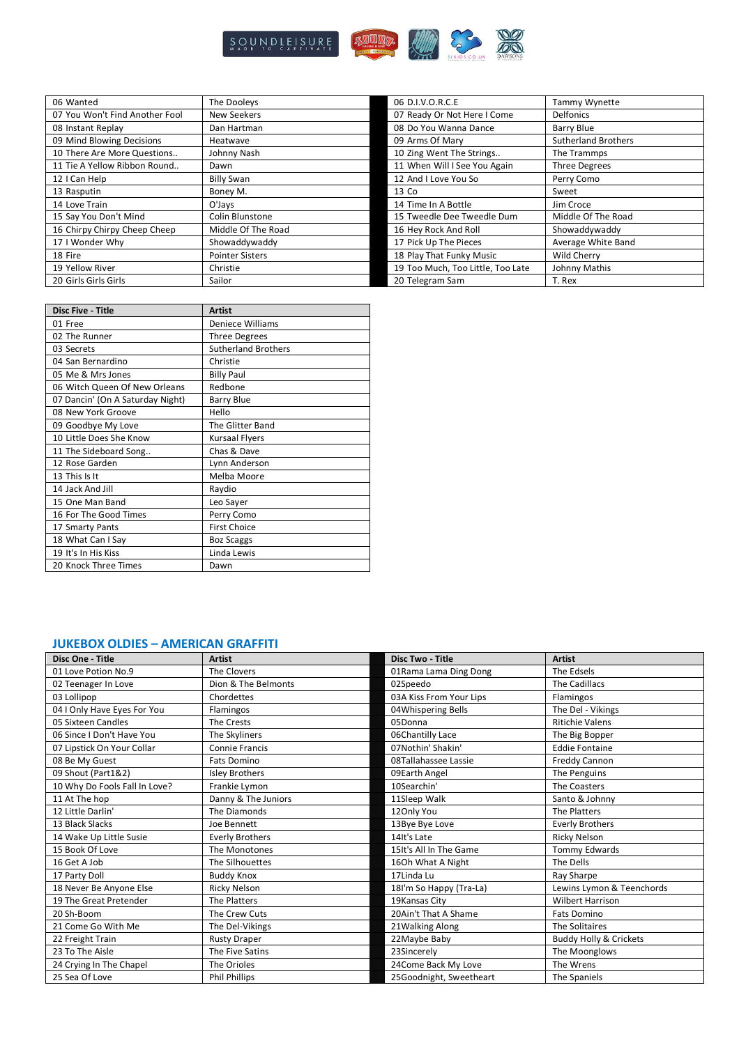| | | | |
|---|---|---|---|
| 06 Wanted | The Dooleys | 06 D.I.V.O.R.C.E | Tammy Wynette |
| 07 You Won't Find Another Fool | New Seekers | 07 Ready Or Not Here I Come | Delfonics |
| 08 Instant Replay | Dan Hartman | 08 Do You Wanna Dance | Barry Blue |
| 09 Mind Blowing Decisions | Heatwave | 09 Arms Of Mary | Sutherland Brothers |
| 10 There Are More Questions.. | Johnny Nash | 10 Zing Went The Strings.. | The Trammps |
| 11 Tie A Yellow Ribbon Round.. | Dawn | 11 When Will I See You Again | Three Degrees |
| 12 I Can Help | Billy Swan | 12 And I Love You So | Perry Como |
| 13 Rasputin | Boney M. | 13 Co | Sweet |
| 14 Love Train | O'Jays | 14 Time In A Bottle | Jim Croce |
| 15 Say You Don't Mind | Colin Blunstone | 15 Tweedle Dee Tweedle Dum | Middle Of The Road |
| 16 Chirpy Chirpy Cheep Cheep | Middle Of The Road | 16 Hey Rock And Roll | Showaddywaddy |
| 17 I Wonder Why | Showaddywaddy | 17 Pick Up The Pieces | Average White Band |
| 18 Fire | Pointer Sisters | 18 Play That Funky Music | Wild Cherry |
| 19 Yellow River | Christie | 19 Too Much, Too Little, Too Late | Johnny Mathis |
| 20 Girls Girls Girls | Sailor | 20 Telegram Sam | T. Rex |

| Disc Five - Title | Artist |
|---|---|
| 01 Free | Deniece Williams |
| 02 The Runner | Three Degrees |
| 03 Secrets | Sutherland Brothers |
| 04 San Bernardino | Christie |
| 05 Me & Mrs Jones | Billy Paul |
| 06 Witch Queen Of New Orleans | Redbone |
| 07 Dancin' (On A Saturday Night) | Barry Blue |
| 08 New York Groove | Hello |
| 09 Goodbye My Love | The Glitter Band |
| 10 Little Does She Know | Kursaal Flyers |
| 11 The Sideboard Song.. | Chas & Dave |
| 12 Rose Garden | Lynn Anderson |
| 13 This Is It | Melba Moore |
| 14 Jack And Jill | Raydio |
| 15 One Man Band | Leo Sayer |
| 16 For The Good Times | Perry Como |
| 17 Smarty Pants | First Choice |
| 18 What Can I Say | Boz Scaggs |
| 19 It's In His Kiss | Linda Lewis |
| 20 Knock Three Times | Dawn |

## JUKEBOX OLDIES – AMERICAN GRAFFITI

| Disc One - Title | Artist | Disc Two - Title | Artist |
|---|---|---|---|
| 01 Love Potion No.9 | The Clovers | 01Rama Lama Ding Dong | The Edsels |
| 02 Teenager In Love | Dion & The Belmonts | 02Speedo | The Cadillacs |
| 03 Lollipop | Chordettes | 03A Kiss From Your Lips | Flamingos |
| 04 I Only Have Eyes For You | Flamingos | 04Whispering Bells | The Del - Vikings |
| 05 Sixteen Candles | The Crests | 05Donna | Ritichie Valens |
| 06 Since I Don't Have You | The Skyliners | 06Chantilly Lace | The Big Bopper |
| 07 Lipstick On Your Collar | Connie Francis | 07Nothin' Shakin' | Eddie Fontaine |
| 08 Be My Guest | Fats Domino | 08Tallahassee Lassie | Freddy Cannon |
| 09 Shout (Part1&2) | Isley Brothers | 09Earth Angel | The Penguins |
| 10 Why Do Fools Fall In Love? | Frankie Lymon | 10Searchin' | The Coasters |
| 11 At The hop | Danny & The Juniors | 11Sleep Walk | Santo & Johnny |
| 12 Little Darlin' | The Diamonds | 12Only You | The Platters |
| 13 Black Slacks | Joe Bennett | 13Bye Bye Love | Everly Brothers |
| 14 Wake Up Little Susie | Everly Brothers | 14It's Late | Ricky Nelson |
| 15 Book Of Love | The Monotones | 15It's All In The Game | Tommy Edwards |
| 16 Get A Job | The Silhouettes | 16Oh What A Night | The Dells |
| 17 Party Doll | Buddy Knox | 17Linda Lu | Ray Sharpe |
| 18 Never Be Anyone Else | Ricky Nelson | 18I'm So Happy (Tra-La) | Lewins Lymon & Teenchords |
| 19 The Great Pretender | The Platters | 19Kansas City | Wilbert Harrison |
| 20 Sh-Boom | The Crew Cuts | 20Ain't That A Shame | Fats Domino |
| 21 Come Go With Me | The Del-Vikings | 21Walking Along | The Solitaires |
| 22 Freight Train | Rusty Draper | 22Maybe Baby | Buddy Holly & Crickets |
| 23 To The Aisle | The Five Satins | 23Sincerely | The Moonglows |
| 24 Crying In The Chapel | The Orioles | 24Come Back My Love | The Wrens |
| 25 Sea Of Love | Phil Phillips | 25Goodnight, Sweetheart | The Spaniels |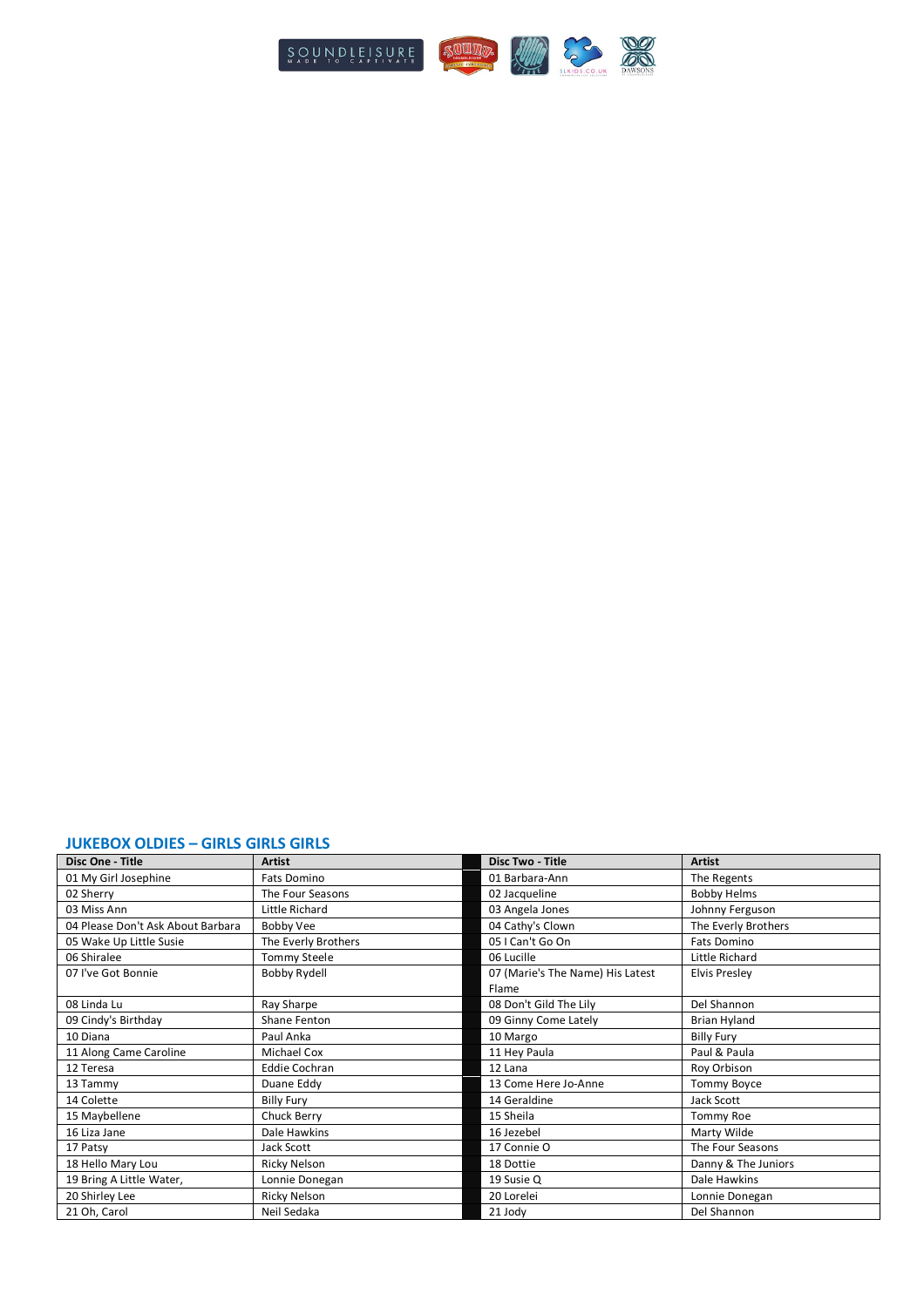## JUKEBOX OLDIES – GIRLS GIRLS GIRLS

| Disc One - Title | Artist | Disc Two - Title | Artist |
|---|---|---|---|
| 01 My Girl Josephine | Fats Domino | 01 Barbara-Ann | The Regents |
| 02 Sherry | The Four Seasons | 02 Jacqueline | Bobby Helms |
| 03 Miss Ann | Little Richard | 03 Angela Jones | Johnny Ferguson |
| 04 Please Don't Ask About Barbara | Bobby Vee | 04 Cathy's Clown | The Everly Brothers |
| 05 Wake Up Little Susie | The Everly Brothers | 05 I Can't Go On | Fats Domino |
| 06 Shiralee | Tommy Steele | 06 Lucille | Little Richard |
| 07 I've Got Bonnie | Bobby Rydell | 07 (Marie's The Name) His Latest Flame | Elvis Presley |
| 08 Linda Lu | Ray Sharpe | 08 Don't Gild The Lily | Del Shannon |
| 09 Cindy's Birthday | Shane Fenton | 09 Ginny Come Lately | Brian Hyland |
| 10 Diana | Paul Anka | 10 Margo | Billy Fury |
| 11 Along Came Caroline | Michael Cox | 11 Hey Paula | Paul & Paula |
| 12 Teresa | Eddie Cochran | 12 Lana | Roy Orbison |
| 13 Tammy | Duane Eddy | 13 Come Here Jo-Anne | Tommy Boyce |
| 14 Colette | Billy Fury | 14 Geraldine | Jack Scott |
| 15 Maybellene | Chuck Berry | 15 Sheila | Tommy Roe |
| 16 Liza Jane | Dale Hawkins | 16 Jezebel | Marty Wilde |
| 17 Patsy | Jack Scott | 17 Connie O | The Four Seasons |
| 18 Hello Mary Lou | Ricky Nelson | 18 Dottie | Danny & The Juniors |
| 19 Bring A Little Water, | Lonnie Donegan | 19 Susie Q | Dale Hawkins |
| 20 Shirley Lee | Ricky Nelson | 20 Lorelei | Lonnie Donegan |
| 21 Oh, Carol | Neil Sedaka | 21 Jody | Del Shannon |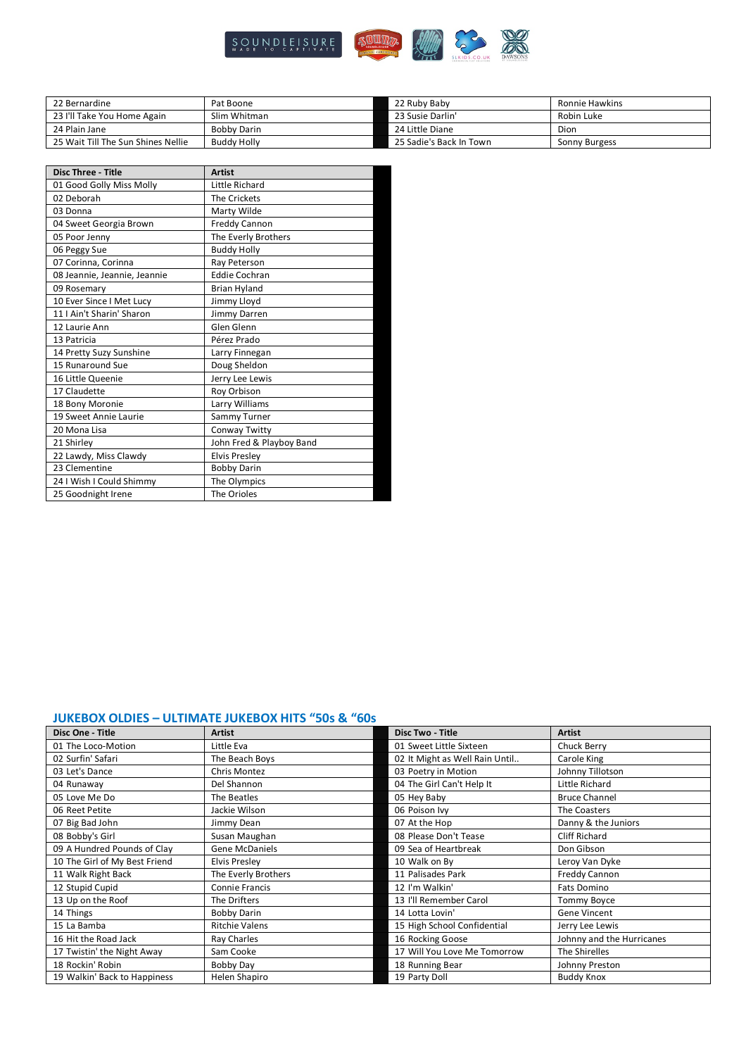| 22 Bernardine | Pat Boone | 22 Ruby Baby | Ronnie Hawkins |
|---|---|---|---|
| 23 I'll Take You Home Again | Slim Whitman | 23 Susie Darlin' | Robin Luke |
| 24 Plain Jane | Bobby Darin | 24 Little Diane | Dion |
| 25 Wait Till The Sun Shines Nellie | Buddy Holly | 25 Sadie's Back In Town | Sonny Burgess |

| Disc Three - Title | Artist |
|---|---|
| 01 Good Golly Miss Molly | Little Richard |
| 02 Deborah | The Crickets |
| 03 Donna | Marty Wilde |
| 04 Sweet Georgia Brown | Freddy Cannon |
| 05 Poor Jenny | The Everly Brothers |
| 06 Peggy Sue | Buddy Holly |
| 07 Corinna, Corinna | Ray Peterson |
| 08 Jeannie, Jeannie, Jeannie | Eddie Cochran |
| 09 Rosemary | Brian Hyland |
| 10 Ever Since I Met Lucy | Jimmy Lloyd |
| 11 I Ain't Sharin' Sharon | Jimmy Darren |
| 12 Laurie Ann | Glen Glenn |
| 13 Patricia | Pérez Prado |
| 14 Pretty Suzy Sunshine | Larry Finnegan |
| 15 Runaround Sue | Doug Sheldon |
| 16 Little Queenie | Jerry Lee Lewis |
| 17 Claudette | Roy Orbison |
| 18 Bony Moronie | Larry Williams |
| 19 Sweet Annie Laurie | Sammy Turner |
| 20 Mona Lisa | Conway Twitty |
| 21 Shirley | John Fred & Playboy Band |
| 22 Lawdy, Miss Clawdy | Elvis Presley |
| 23 Clementine | Bobby Darin |
| 24 I Wish I Could Shimmy | The Olympics |
| 25 Goodnight Irene | The Orioles |

## JUKEBOX OLDIES – ULTIMATE JUKEBOX HITS "50s & "60s

| Disc One - Title | Artist | Disc Two - Title | Artist |
|---|---|---|---|
| 01 The Loco-Motion | Little Eva | 01 Sweet Little Sixteen | Chuck Berry |
| 02 Surfin' Safari | The Beach Boys | 02 It Might as Well Rain Until.. | Carole King |
| 03 Let's Dance | Chris Montez | 03 Poetry in Motion | Johnny Tillotson |
| 04 Runaway | Del Shannon | 04 The Girl Can't Help It | Little Richard |
| 05 Love Me Do | The Beatles | 05 Hey Baby | Bruce Channel |
| 06 Reet Petite | Jackie Wilson | 06 Poison Ivy | The Coasters |
| 07 Big Bad John | Jimmy Dean | 07 At the Hop | Danny & the Juniors |
| 08 Bobby's Girl | Susan Maughan | 08 Please Don't Tease | Cliff Richard |
| 09 A Hundred Pounds of Clay | Gene McDaniels | 09 Sea of Heartbreak | Don Gibson |
| 10 The Girl of My Best Friend | Elvis Presley | 10 Walk on By | Leroy Van Dyke |
| 11 Walk Right Back | The Everly Brothers | 11 Palisades Park | Freddy Cannon |
| 12 Stupid Cupid | Connie Francis | 12 I'm Walkin' | Fats Domino |
| 13 Up on the Roof | The Drifters | 13 I'll Remember Carol | Tommy Boyce |
| 14 Things | Bobby Darin | 14 Lotta Lovin' | Gene Vincent |
| 15 La Bamba | Ritchie Valens | 15 High School Confidential | Jerry Lee Lewis |
| 16 Hit the Road Jack | Ray Charles | 16 Rocking Goose | Johnny and the Hurricanes |
| 17 Twistin' the Night Away | Sam Cooke | 17 Will You Love Me Tomorrow | The Shirelles |
| 18 Rockin' Robin | Bobby Day | 18 Running Bear | Johnny Preston |
| 19 Walkin' Back to Happiness | Helen Shapiro | 19 Party Doll | Buddy Knox |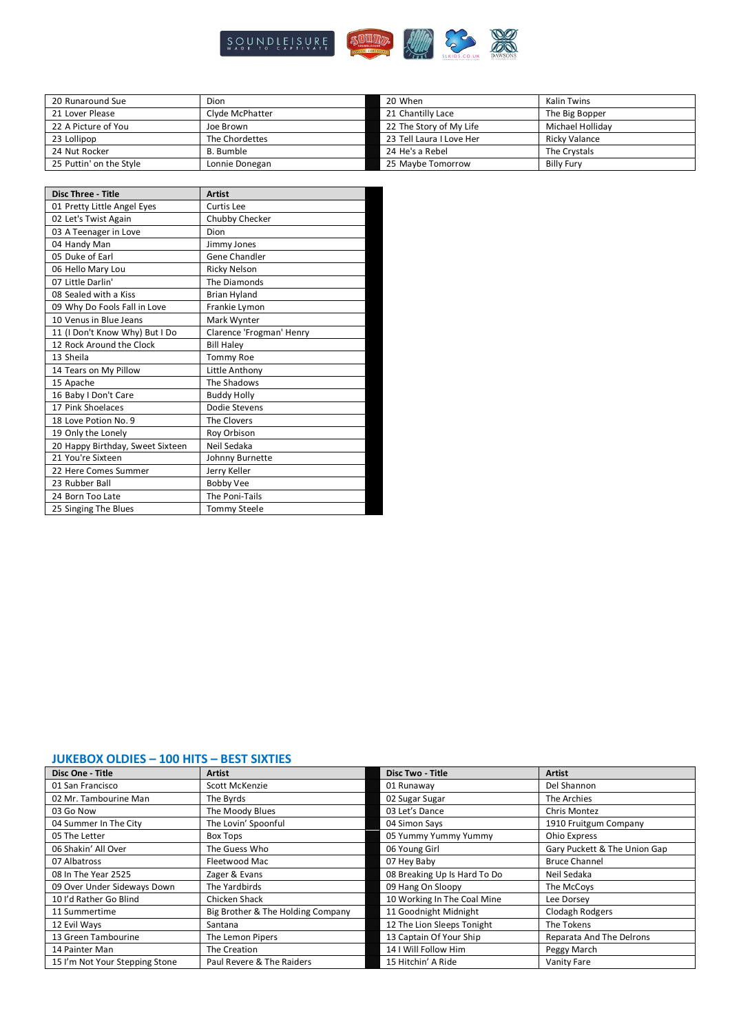| | | | |
|---|---|---|---|
| 20 Runaround Sue | Dion | 20 When | Kalin Twins |
| 21 Lover Please | Clyde McPhatter | 21 Chantilly Lace | The Big Bopper |
| 22 A Picture of You | Joe Brown | 22 The Story of My Life | Michael Holliday |
| 23 Lollipop | The Chordettes | 23 Tell Laura I Love Her | Ricky Valance |
| 24 Nut Rocker | B. Bumble | 24 He's a Rebel | The Crystals |
| 25 Puttin' on the Style | Lonnie Donegan | 25 Maybe Tomorrow | Billy Fury |

| Disc Three - Title | Artist |
|---|---|
| 01 Pretty Little Angel Eyes | Curtis Lee |
| 02 Let's Twist Again | Chubby Checker |
| 03 A Teenager in Love | Dion |
| 04 Handy Man | Jimmy Jones |
| 05 Duke of Earl | Gene Chandler |
| 06 Hello Mary Lou | Ricky Nelson |
| 07 Little Darlin' | The Diamonds |
| 08 Sealed with a Kiss | Brian Hyland |
| 09 Why Do Fools Fall in Love | Frankie Lymon |
| 10 Venus in Blue Jeans | Mark Wynter |
| 11 (I Don't Know Why) But I Do | Clarence 'Frogman' Henry |
| 12 Rock Around the Clock | Bill Haley |
| 13 Sheila | Tommy Roe |
| 14 Tears on My Pillow | Little Anthony |
| 15 Apache | The Shadows |
| 16 Baby I Don't Care | Buddy Holly |
| 17 Pink Shoelaces | Dodie Stevens |
| 18 Love Potion No. 9 | The Clovers |
| 19 Only the Lonely | Roy Orbison |
| 20 Happy Birthday, Sweet Sixteen | Neil Sedaka |
| 21 You're Sixteen | Johnny Burnette |
| 22 Here Comes Summer | Jerry Keller |
| 23 Rubber Ball | Bobby Vee |
| 24 Born Too Late | The Poni-Tails |
| 25 Singing The Blues | Tommy Steele |

## JUKEBOX OLDIES – 100 HITS – BEST SIXTIES

| Disc One - Title | Artist | Disc Two - Title | Artist |
|---|---|---|---|
| 01 San Francisco | Scott McKenzie | 01 Runaway | Del Shannon |
| 02 Mr. Tambourine Man | The Byrds | 02 Sugar Sugar | The Archies |
| 03 Go Now | The Moody Blues | 03 Let's Dance | Chris Montez |
| 04 Summer In The City | The Lovin' Spoonful | 04 Simon Says | 1910 Fruitgum Company |
| 05 The Letter | Box Tops | 05 Yummy Yummy Yummy | Ohio Express |
| 06 Shakin' All Over | The Guess Who | 06 Young Girl | Gary Puckett & The Union Gap |
| 07 Albatross | Fleetwood Mac | 07 Hey Baby | Bruce Channel |
| 08 In The Year 2525 | Zager & Evans | 08 Breaking Up Is Hard To Do | Neil Sedaka |
| 09 Over Under Sideways Down | The Yardbirds | 09 Hang On Sloopy | The McCoys |
| 10 I'd Rather Go Blind | Chicken Shack | 10 Working In The Coal Mine | Lee Dorsey |
| 11 Summertime | Big Brother & The Holding Company | 11 Goodnight Midnight | Clodagh Rodgers |
| 12 Evil Ways | Santana | 12 The Lion Sleeps Tonight | The Tokens |
| 13 Green Tambourine | The Lemon Pipers | 13 Captain Of Your Ship | Reparata And The Delrons |
| 14 Painter Man | The Creation | 14 I Will Follow Him | Peggy March |
| 15 I'm Not Your Stepping Stone | Paul Revere & The Raiders | 15 Hitchin' A Ride | Vanity Fare |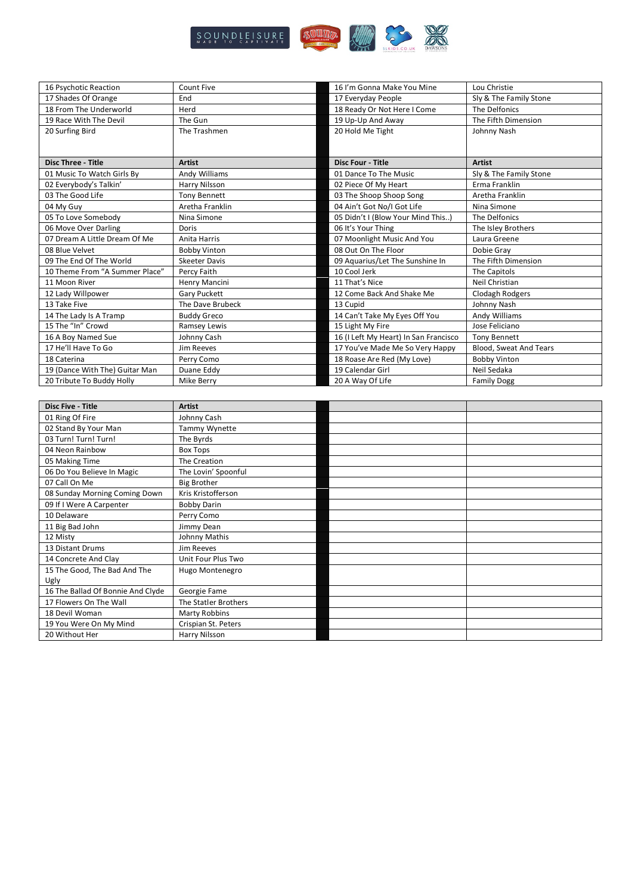| | | | |
|---|---|---|---|
| 16 Psychotic Reaction | Count Five | 16 I'm Gonna Make You Mine | Lou Christie |
| 17 Shades Of Orange | End | 17 Everyday People | Sly & The Family Stone |
| 18 From The Underworld | Herd | 18 Ready Or Not Here I Come | The Delfonics |
| 19 Race With The Devil | The Gun | 19 Up-Up And Away | The Fifth Dimension |
| 20 Surfing Bird | The Trashmen | 20 Hold Me Tight | Johnny Nash |

| Disc Three - Title | Artist | Disc Four - Title | Artist |
|---|---|---|---|
| 01 Music To Watch Girls By | Andy Williams | 01 Dance To The Music | Sly & The Family Stone |
| 02 Everybody's Talkin' | Harry Nilsson | 02 Piece Of My Heart | Erma Franklin |
| 03 The Good Life | Tony Bennett | 03 The Shoop Shoop Song | Aretha Franklin |
| 04 My Guy | Aretha Franklin | 04 Ain't Got No/I Got Life | Nina Simone |
| 05 To Love Somebody | Nina Simone | 05 Didn't I (Blow Your Mind This..) | The Delfonics |
| 06 Move Over Darling | Doris | 06 It's Your Thing | The Isley Brothers |
| 07 Dream A Little Dream Of Me | Anita Harris | 07 Moonlight Music And You | Laura Greene |
| 08 Blue Velvet | Bobby Vinton | 08 Out On The Floor | Dobie Gray |
| 09 The End Of The World | Skeeter Davis | 09 Aquarius/Let The Sunshine In | The Fifth Dimension |
| 10 Theme From "A Summer Place" | Percy Faith | 10 Cool Jerk | The Capitols |
| 11 Moon River | Henry Mancini | 11 That's Nice | Neil Christian |
| 12 Lady Willpower | Gary Puckett | 12 Come Back And Shake Me | Clodagh Rodgers |
| 13 Take Five | The Dave Brubeck | 13 Cupid | Johnny Nash |
| 14 The Lady Is A Tramp | Buddy Greco | 14 Can't Take My Eyes Off You | Andy Williams |
| 15 The "In" Crowd | Ramsey Lewis | 15 Light My Fire | Jose Feliciano |
| 16 A Boy Named Sue | Johnny Cash | 16 (I Left My Heart) In San Francisco | Tony Bennett |
| 17 He'll Have To Go | Jim Reeves | 17 You've Made Me So Very Happy | Blood, Sweat And Tears |
| 18 Caterina | Perry Como | 18 Roase Are Red (My Love) | Bobby Vinton |
| 19 (Dance With The) Guitar Man | Duane Eddy | 19 Calendar Girl | Neil Sedaka |
| 20 Tribute To Buddy Holly | Mike Berry | 20 A Way Of Life | Family Dogg |

| Disc Five - Title | Artist |
|---|---|
| 01 Ring Of Fire | Johnny Cash |
| 02 Stand By Your Man | Tammy Wynette |
| 03 Turn! Turn! Turn! | The Byrds |
| 04 Neon Rainbow | Box Tops |
| 05 Making Time | The Creation |
| 06 Do You Believe In Magic | The Lovin' Spoonful |
| 07 Call On Me | Big Brother |
| 08 Sunday Morning Coming Down | Kris Kristofferson |
| 09 If I Were A Carpenter | Bobby Darin |
| 10 Delaware | Perry Como |
| 11 Big Bad John | Jimmy Dean |
| 12 Misty | Johnny Mathis |
| 13 Distant Drums | Jim Reeves |
| 14 Concrete And Clay | Unit Four Plus Two |
| 15 The Good, The Bad And The Ugly | Hugo Montenegro |
| 16 The Ballad Of Bonnie And Clyde | Georgie Fame |
| 17 Flowers On The Wall | The Statler Brothers |
| 18 Devil Woman | Marty Robbins |
| 19 You Were On My Mind | Crispian St. Peters |
| 20 Without Her | Harry Nilsson |